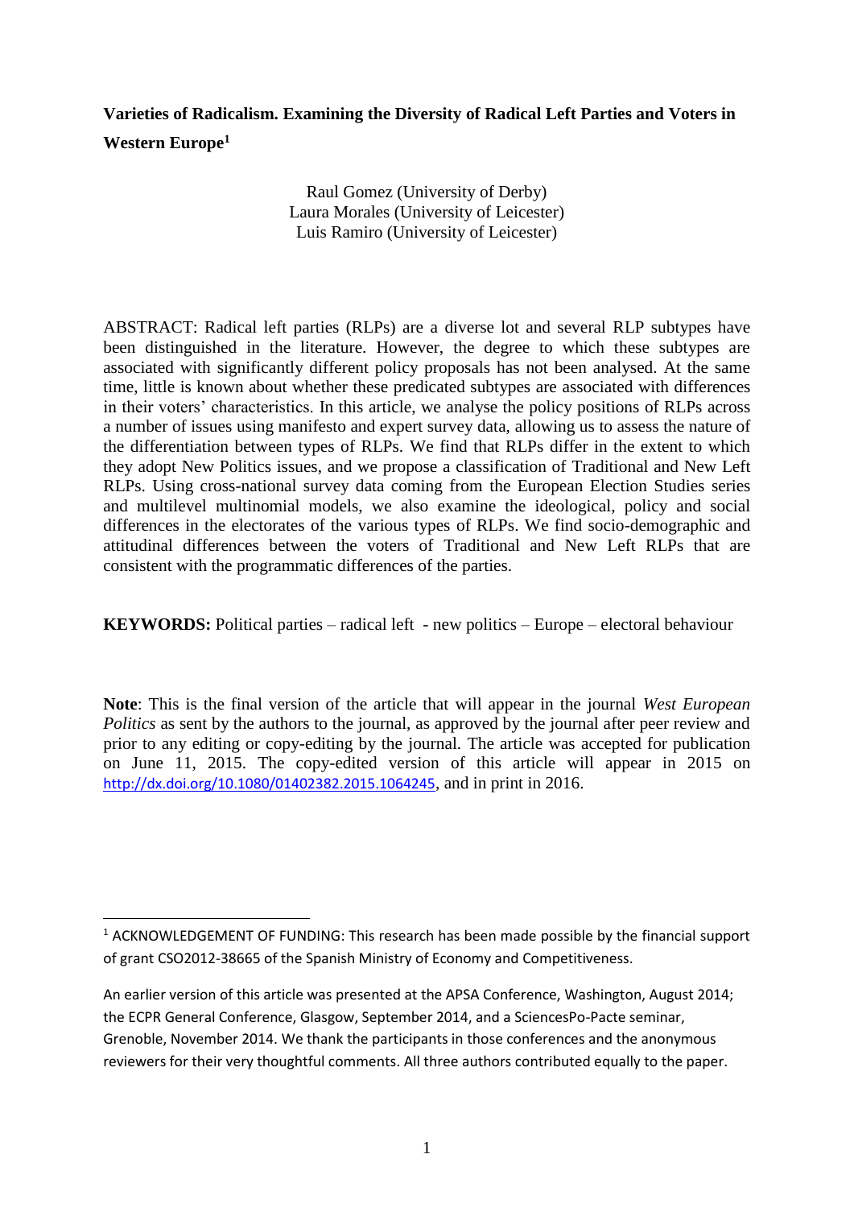# Varieties of Radicalism. Examining the Diversity of Radical Left Parties and Voters in Western Europe[1]

Raul Gomez (University of Derby)
Laura Morales (University of Leicester)
Luis Ramiro (University of Leicester)

ABSTRACT: Radical left parties (RLPs) are a diverse lot and several RLP subtypes have been distinguished in the literature. However, the degree to which these subtypes are associated with significantly different policy proposals has not been analysed. At the same time, little is known about whether these predicated subtypes are associated with differences in their voters' characteristics. In this article, we analyse the policy positions of RLPs across a number of issues using manifesto and expert survey data, allowing us to assess the nature of the differentiation between types of RLPs. We find that RLPs differ in the extent to which they adopt New Politics issues, and we propose a classification of Traditional and New Left RLPs. Using cross-national survey data coming from the European Election Studies series and multilevel multinomial models, we also examine the ideological, policy and social differences in the electorates of the various types of RLPs. We find socio-demographic and attitudinal differences between the voters of Traditional and New Left RLPs that are consistent with the programmatic differences of the parties.

**KEYWORDS:** Political parties – radical left - new politics – Europe – electoral behaviour

**Note**: This is the final version of the article that will appear in the journal *West European Politics* as sent by the authors to the journal, as approved by the journal after peer review and prior to any editing or copy-editing by the journal. The article was accepted for publication on June 11, 2015. The copy-edited version of this article will appear in 2015 on http://dx.doi.org/10.1080/01402382.2015.1064245, and in print in 2016.

---

[1] ACKNOWLEDGEMENT OF FUNDING: This research has been made possible by the financial support of grant CSO2012-38665 of the Spanish Ministry of Economy and Competitiveness.

An earlier version of this article was presented at the APSA Conference, Washington, August 2014; the ECPR General Conference, Glasgow, September 2014, and a SciencesPo-Pacte seminar, Grenoble, November 2014. We thank the participants in those conferences and the anonymous reviewers for their very thoughtful comments. All three authors contributed equally to the paper.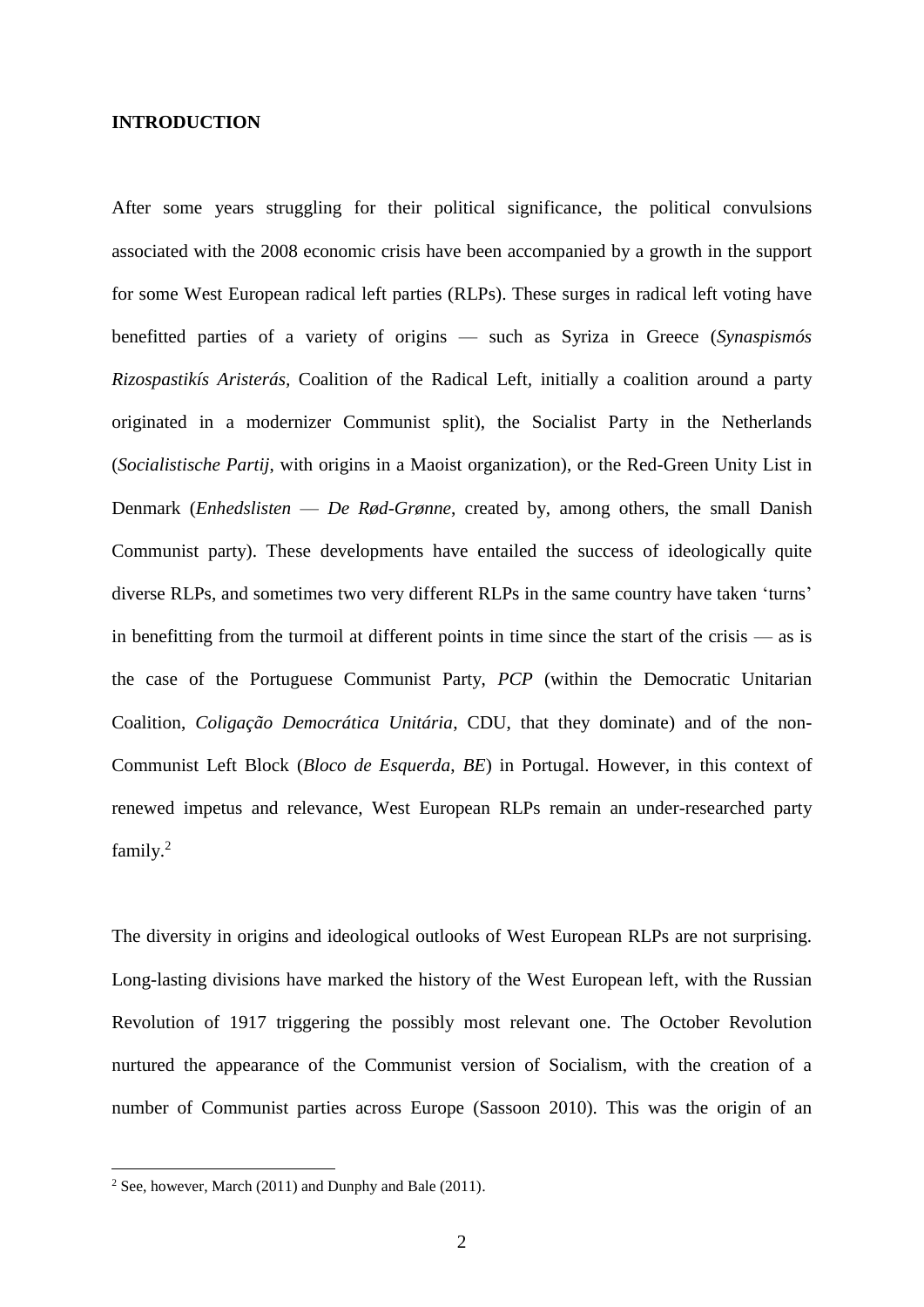## INTRODUCTION

After some years struggling for their political significance, the political convulsions associated with the 2008 economic crisis have been accompanied by a growth in the support for some West European radical left parties (RLPs). These surges in radical left voting have benefitted parties of a variety of origins — such as Syriza in Greece (*Synaspismós Rizospastikís Aristerás*, Coalition of the Radical Left, initially a coalition around a party originated in a modernizer Communist split), the Socialist Party in the Netherlands (*Socialistische Partij*, with origins in a Maoist organization), or the Red-Green Unity List in Denmark (*Enhedslisten — De Rød-Grønne*, created by, among others, the small Danish Communist party). These developments have entailed the success of ideologically quite diverse RLPs, and sometimes two very different RLPs in the same country have taken 'turns' in benefitting from the turmoil at different points in time since the start of the crisis — as is the case of the Portuguese Communist Party, *PCP* (within the Democratic Unitarian Coalition, *Coligação Democrática Unitária*, CDU, that they dominate) and of the non-Communist Left Block (*Bloco de Esquerda*, *BE*) in Portugal. However, in this context of renewed impetus and relevance, West European RLPs remain an under-researched party family.[2]

The diversity in origins and ideological outlooks of West European RLPs are not surprising. Long-lasting divisions have marked the history of the West European left, with the Russian Revolution of 1917 triggering the possibly most relevant one. The October Revolution nurtured the appearance of the Communist version of Socialism, with the creation of a number of Communist parties across Europe (Sassoon 2010). This was the origin of an

[2] See, however, March (2011) and Dunphy and Bale (2011).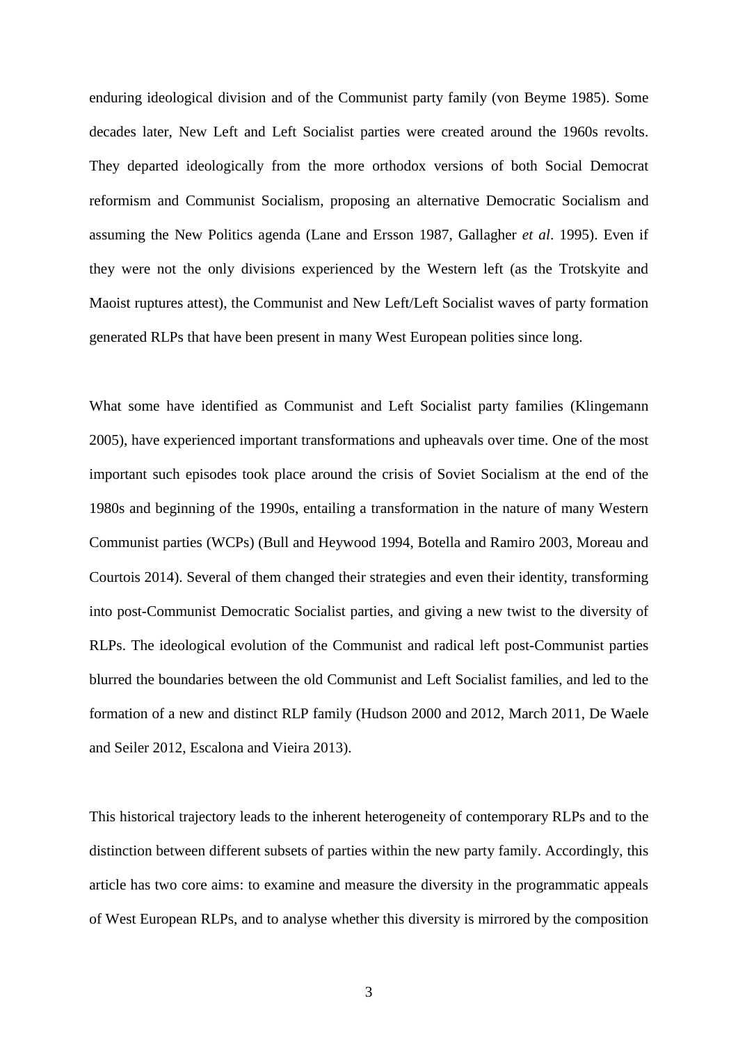enduring ideological division and of the Communist party family (von Beyme 1985). Some decades later, New Left and Left Socialist parties were created around the 1960s revolts. They departed ideologically from the more orthodox versions of both Social Democrat reformism and Communist Socialism, proposing an alternative Democratic Socialism and assuming the New Politics agenda (Lane and Ersson 1987, Gallagher *et al*. 1995). Even if they were not the only divisions experienced by the Western left (as the Trotskyite and Maoist ruptures attest), the Communist and New Left/Left Socialist waves of party formation generated RLPs that have been present in many West European polities since long.

What some have identified as Communist and Left Socialist party families (Klingemann 2005), have experienced important transformations and upheavals over time. One of the most important such episodes took place around the crisis of Soviet Socialism at the end of the 1980s and beginning of the 1990s, entailing a transformation in the nature of many Western Communist parties (WCPs) (Bull and Heywood 1994, Botella and Ramiro 2003, Moreau and Courtois 2014). Several of them changed their strategies and even their identity, transforming into post-Communist Democratic Socialist parties, and giving a new twist to the diversity of RLPs. The ideological evolution of the Communist and radical left post-Communist parties blurred the boundaries between the old Communist and Left Socialist families, and led to the formation of a new and distinct RLP family (Hudson 2000 and 2012, March 2011, De Waele and Seiler 2012, Escalona and Vieira 2013).

This historical trajectory leads to the inherent heterogeneity of contemporary RLPs and to the distinction between different subsets of parties within the new party family. Accordingly, this article has two core aims: to examine and measure the diversity in the programmatic appeals of West European RLPs, and to analyse whether this diversity is mirrored by the composition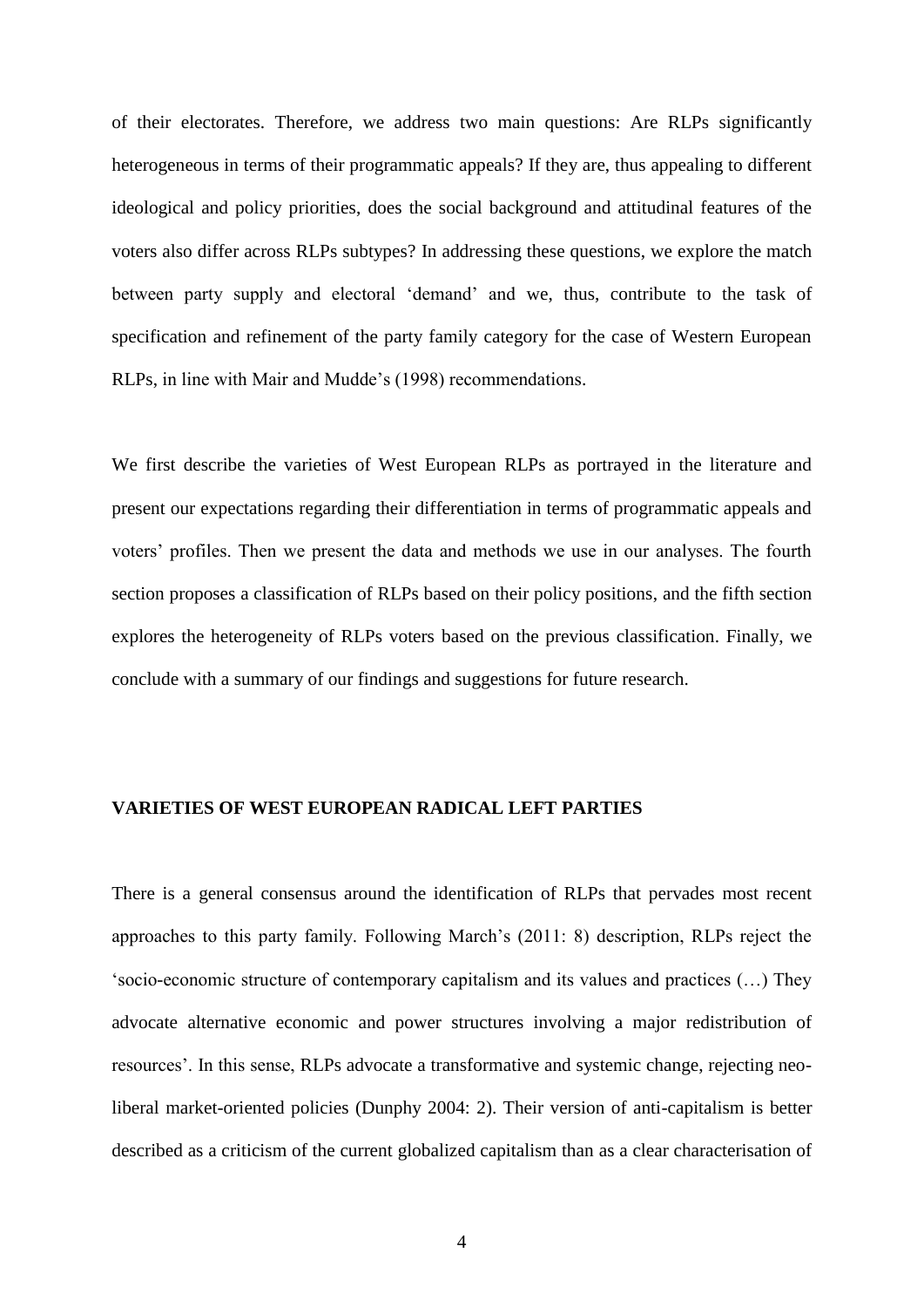of their electorates. Therefore, we address two main questions: Are RLPs significantly heterogeneous in terms of their programmatic appeals? If they are, thus appealing to different ideological and policy priorities, does the social background and attitudinal features of the voters also differ across RLPs subtypes? In addressing these questions, we explore the match between party supply and electoral 'demand' and we, thus, contribute to the task of specification and refinement of the party family category for the case of Western European RLPs, in line with Mair and Mudde's (1998) recommendations.

We first describe the varieties of West European RLPs as portrayed in the literature and present our expectations regarding their differentiation in terms of programmatic appeals and voters' profiles. Then we present the data and methods we use in our analyses. The fourth section proposes a classification of RLPs based on their policy positions, and the fifth section explores the heterogeneity of RLPs voters based on the previous classification. Finally, we conclude with a summary of our findings and suggestions for future research.

## VARIETIES OF WEST EUROPEAN RADICAL LEFT PARTIES

There is a general consensus around the identification of RLPs that pervades most recent approaches to this party family. Following March's (2011: 8) description, RLPs reject the 'socio-economic structure of contemporary capitalism and its values and practices (…) They advocate alternative economic and power structures involving a major redistribution of resources'. In this sense, RLPs advocate a transformative and systemic change, rejecting neo-liberal market-oriented policies (Dunphy 2004: 2). Their version of anti-capitalism is better described as a criticism of the current globalized capitalism than as a clear characterisation of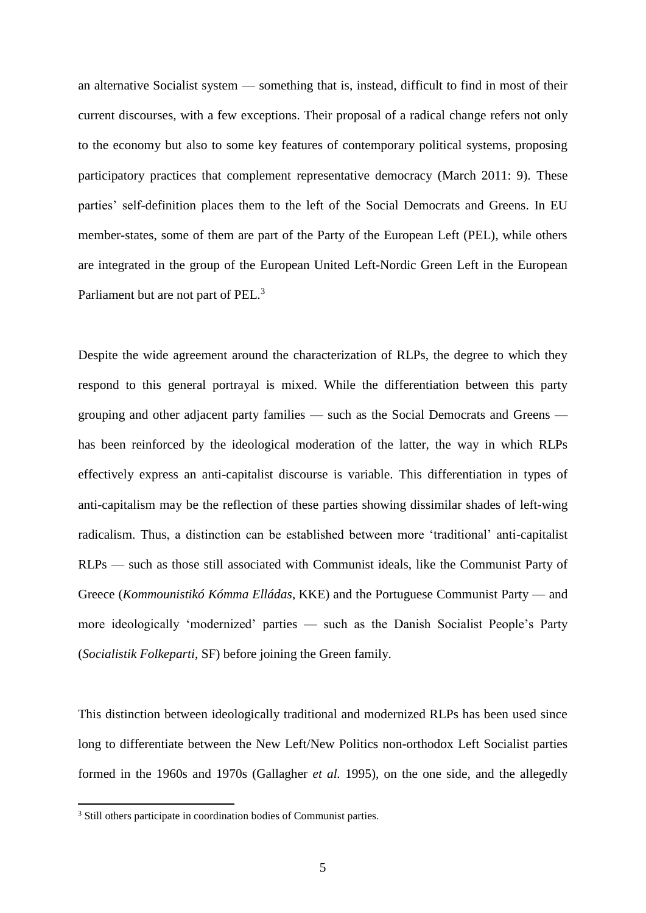an alternative Socialist system — something that is, instead, difficult to find in most of their current discourses, with a few exceptions. Their proposal of a radical change refers not only to the economy but also to some key features of contemporary political systems, proposing participatory practices that complement representative democracy (March 2011: 9). These parties' self-definition places them to the left of the Social Democrats and Greens. In EU member-states, some of them are part of the Party of the European Left (PEL), while others are integrated in the group of the European United Left-Nordic Green Left in the European Parliament but are not part of PEL.[3]

Despite the wide agreement around the characterization of RLPs, the degree to which they respond to this general portrayal is mixed. While the differentiation between this party grouping and other adjacent party families — such as the Social Democrats and Greens — has been reinforced by the ideological moderation of the latter, the way in which RLPs effectively express an anti-capitalist discourse is variable. This differentiation in types of anti-capitalism may be the reflection of these parties showing dissimilar shades of left-wing radicalism. Thus, a distinction can be established between more 'traditional' anti-capitalist RLPs — such as those still associated with Communist ideals, like the Communist Party of Greece (*Kommounistikó Kómma Ellándas*, KKE) and the Portuguese Communist Party — and more ideologically 'modernized' parties — such as the Danish Socialist People's Party (*Socialistik Folkeparti*, SF) before joining the Green family.

This distinction between ideologically traditional and modernized RLPs has been used since long to differentiate between the New Left/New Politics non-orthodox Left Socialist parties formed in the 1960s and 1970s (Gallagher *et al.* 1995), on the one side, and the allegedly

[3] Still others participate in coordination bodies of Communist parties.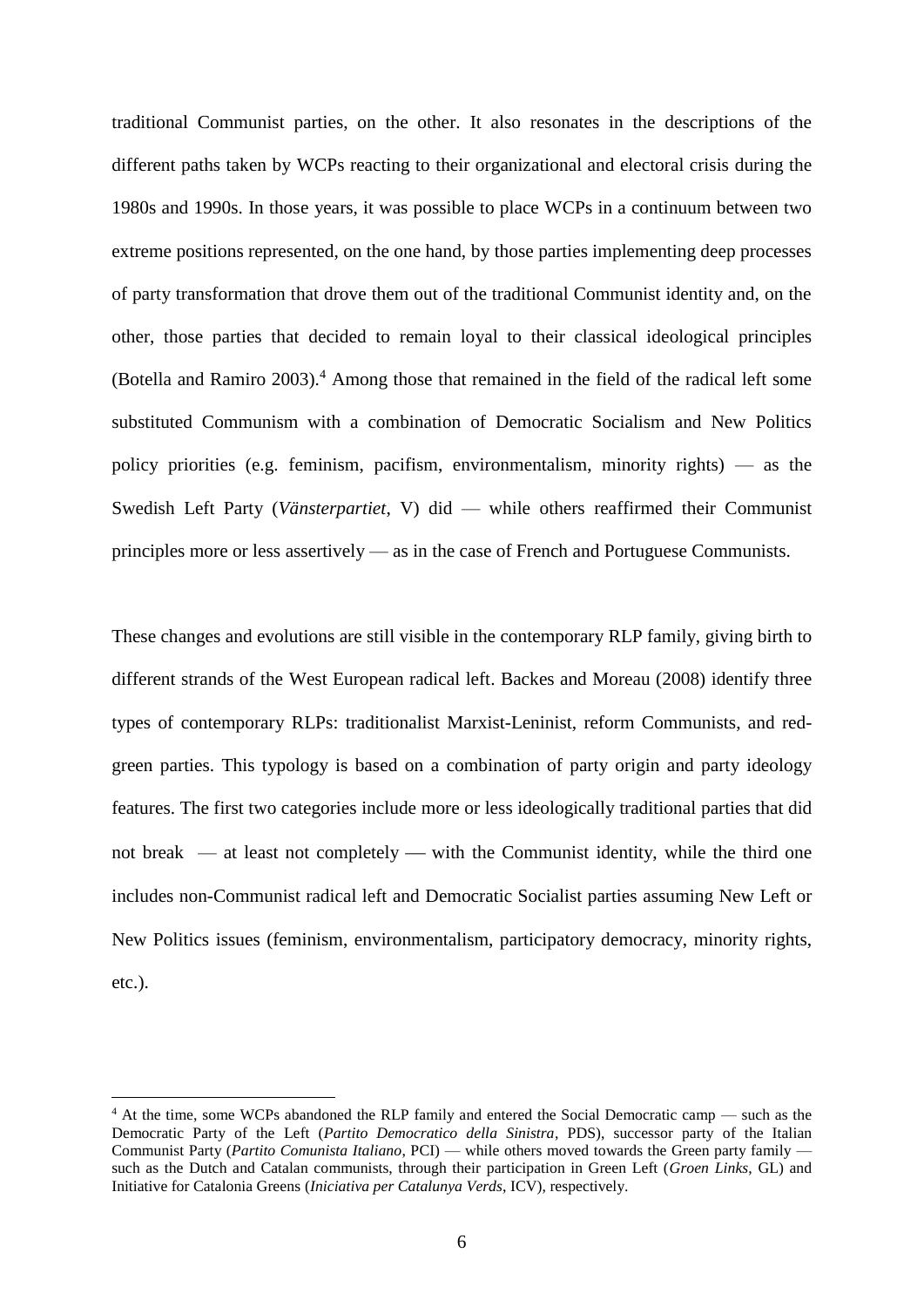traditional Communist parties, on the other. It also resonates in the descriptions of the different paths taken by WCPs reacting to their organizational and electoral crisis during the 1980s and 1990s. In those years, it was possible to place WCPs in a continuum between two extreme positions represented, on the one hand, by those parties implementing deep processes of party transformation that drove them out of the traditional Communist identity and, on the other, those parties that decided to remain loyal to their classical ideological principles (Botella and Ramiro 2003).[4] Among those that remained in the field of the radical left some substituted Communism with a combination of Democratic Socialism and New Politics policy priorities (e.g. feminism, pacifism, environmentalism, minority rights) — as the Swedish Left Party (*Vänsterpartiet*, V) did — while others reaffirmed their Communist principles more or less assertively — as in the case of French and Portuguese Communists.

These changes and evolutions are still visible in the contemporary RLP family, giving birth to different strands of the West European radical left. Backes and Moreau (2008) identify three types of contemporary RLPs: traditionalist Marxist-Leninist, reform Communists, and red-green parties. This typology is based on a combination of party origin and party ideology features. The first two categories include more or less ideologically traditional parties that did not break — at least not completely — with the Communist identity, while the third one includes non-Communist radical left and Democratic Socialist parties assuming New Left or New Politics issues (feminism, environmentalism, participatory democracy, minority rights, etc.).

[4] At the time, some WCPs abandoned the RLP family and entered the Social Democratic camp — such as the Democratic Party of the Left (*Partito Democratico della Sinistra*, PDS), successor party of the Italian Communist Party (*Partito Comunista Italiano*, PCI) — while others moved towards the Green party family — such as the Dutch and Catalan communists, through their participation in Green Left (*Groen Links*, GL) and Initiative for Catalonia Greens (*Iniciativa per Catalunya Verds*, ICV), respectively.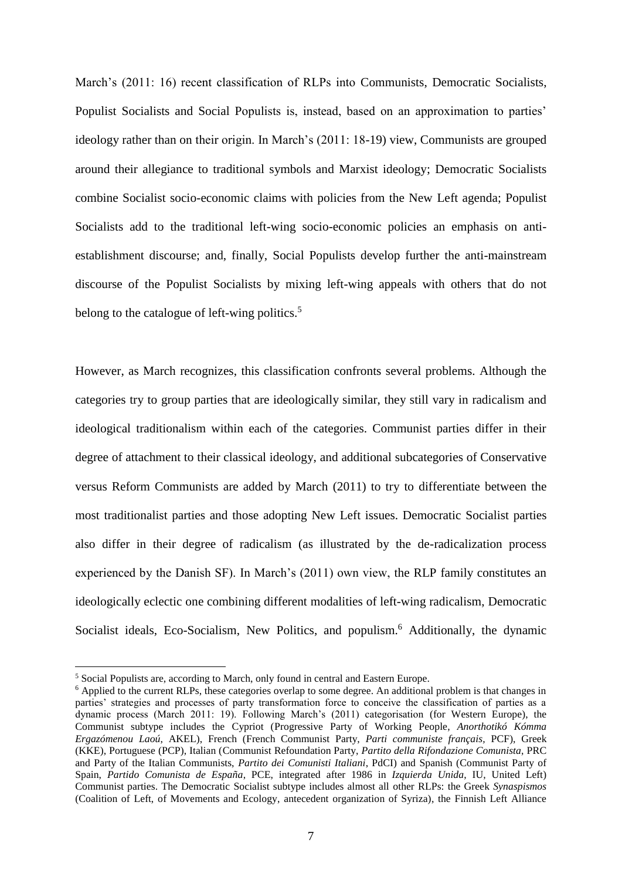March's (2011: 16) recent classification of RLPs into Communists, Democratic Socialists, Populist Socialists and Social Populists is, instead, based on an approximation to parties' ideology rather than on their origin. In March's (2011: 18-19) view, Communists are grouped around their allegiance to traditional symbols and Marxist ideology; Democratic Socialists combine Socialist socio-economic claims with policies from the New Left agenda; Populist Socialists add to the traditional left-wing socio-economic policies an emphasis on anti-establishment discourse; and, finally, Social Populists develop further the anti-mainstream discourse of the Populist Socialists by mixing left-wing appeals with others that do not belong to the catalogue of left-wing politics.[5]

However, as March recognizes, this classification confronts several problems. Although the categories try to group parties that are ideologically similar, they still vary in radicalism and ideological traditionalism within each of the categories. Communist parties differ in their degree of attachment to their classical ideology, and additional subcategories of Conservative versus Reform Communists are added by March (2011) to try to differentiate between the most traditionalist parties and those adopting New Left issues. Democratic Socialist parties also differ in their degree of radicalism (as illustrated by the de-radicalization process experienced by the Danish SF). In March's (2011) own view, the RLP family constitutes an ideologically eclectic one combining different modalities of left-wing radicalism, Democratic Socialist ideals, Eco-Socialism, New Politics, and populism.[6] Additionally, the dynamic

---

[5] Social Populists are, according to March, only found in central and Eastern Europe.

[6] Applied to the current RLPs, these categories overlap to some degree. An additional problem is that changes in parties' strategies and processes of party transformation force to conceive the classification of parties as a dynamic process (March 2011: 19). Following March's (2011) categorisation (for Western Europe), the Communist subtype includes the Cypriot (Progressive Party of Working People, *Anorthotikó Kómma Ergazómenou Laoú*, AKEL), French (French Communist Party, *Parti communiste français*, PCF), Greek (KKE), Portuguese (PCP), Italian (Communist Refoundation Party, *Partito della Rifondazione Comunista*, PRC and Party of the Italian Communists, *Partito dei Comunisti Italiani*, PdCI) and Spanish (Communist Party of Spain, *Partido Comunista de España*, PCE, integrated after 1986 in *Izquierda Unida*, IU, United Left) Communist parties. The Democratic Socialist subtype includes almost all other RLPs: the Greek *Synaspismos* (Coalition of Left, of Movements and Ecology, antecedent organization of Syriza), the Finnish Left Alliance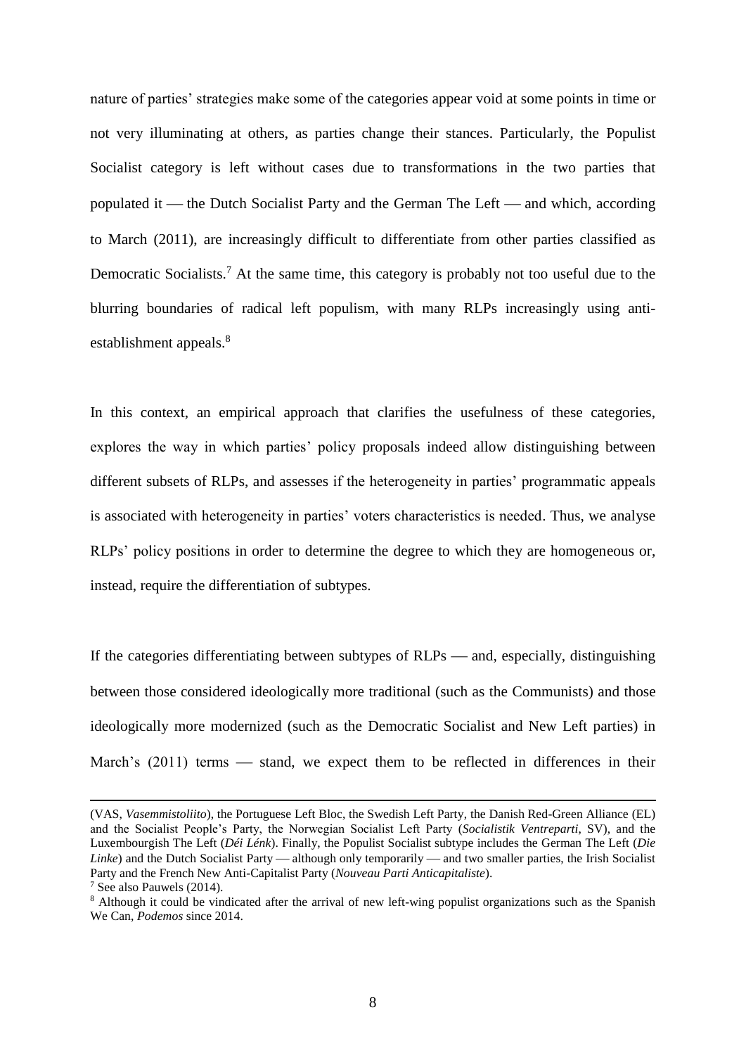nature of parties' strategies make some of the categories appear void at some points in time or not very illuminating at others, as parties change their stances. Particularly, the Populist Socialist category is left without cases due to transformations in the two parties that populated it — the Dutch Socialist Party and the German The Left — and which, according to March (2011), are increasingly difficult to differentiate from other parties classified as Democratic Socialists.[7] At the same time, this category is probably not too useful due to the blurring boundaries of radical left populism, with many RLPs increasingly using anti-establishment appeals.[8]

In this context, an empirical approach that clarifies the usefulness of these categories, explores the way in which parties' policy proposals indeed allow distinguishing between different subsets of RLPs, and assesses if the heterogeneity in parties' programmatic appeals is associated with heterogeneity in parties' voters characteristics is needed. Thus, we analyse RLPs' policy positions in order to determine the degree to which they are homogeneous or, instead, require the differentiation of subtypes.

If the categories differentiating between subtypes of RLPs — and, especially, distinguishing between those considered ideologically more traditional (such as the Communists) and those ideologically more modernized (such as the Democratic Socialist and New Left parties) in March's (2011) terms — stand, we expect them to be reflected in differences in their

(VAS, *Vasemmistoliito*), the Portuguese Left Bloc, the Swedish Left Party, the Danish Red-Green Alliance (EL) and the Socialist People's Party, the Norwegian Socialist Left Party (*Socialistik Ventreparti*, SV), and the Luxembourgish The Left (*Déi Lénk*). Finally, the Populist Socialist subtype includes the German The Left (*Die Linke*) and the Dutch Socialist Party — although only temporarily — and two smaller parties, the Irish Socialist Party and the French New Anti-Capitalist Party (*Nouveau Parti Anticapitaliste*).

[7] See also Pauwels (2014).

[8] Although it could be vindicated after the arrival of new left-wing populist organizations such as the Spanish We Can, *Podemos* since 2014.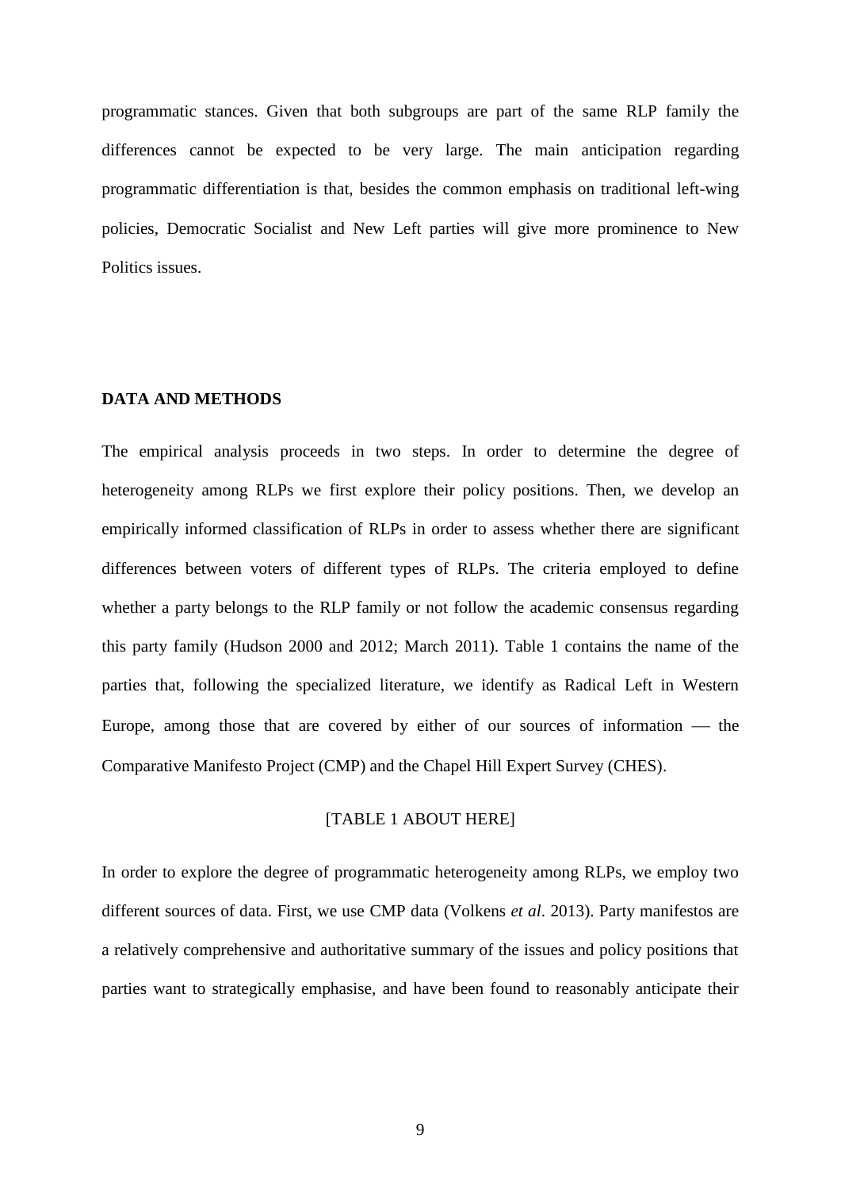programmatic stances. Given that both subgroups are part of the same RLP family the differences cannot be expected to be very large. The main anticipation regarding programmatic differentiation is that, besides the common emphasis on traditional left-wing policies, Democratic Socialist and New Left parties will give more prominence to New Politics issues.

## DATA AND METHODS

The empirical analysis proceeds in two steps. In order to determine the degree of heterogeneity among RLPs we first explore their policy positions. Then, we develop an empirically informed classification of RLPs in order to assess whether there are significant differences between voters of different types of RLPs. The criteria employed to define whether a party belongs to the RLP family or not follow the academic consensus regarding this party family (Hudson 2000 and 2012; March 2011). Table 1 contains the name of the parties that, following the specialized literature, we identify as Radical Left in Western Europe, among those that are covered by either of our sources of information — the Comparative Manifesto Project (CMP) and the Chapel Hill Expert Survey (CHES).

[TABLE 1 ABOUT HERE]

In order to explore the degree of programmatic heterogeneity among RLPs, we employ two different sources of data. First, we use CMP data (Volkens *et al*. 2013). Party manifestos are a relatively comprehensive and authoritative summary of the issues and policy positions that parties want to strategically emphasise, and have been found to reasonably anticipate their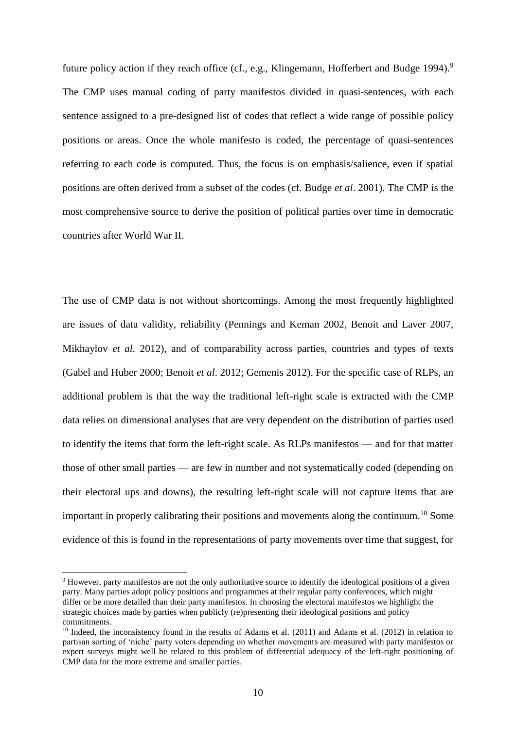future policy action if they reach office (cf., e.g., Klingemann, Hofferbert and Budge 1994).[9] The CMP uses manual coding of party manifestos divided in quasi-sentences, with each sentence assigned to a pre-designed list of codes that reflect a wide range of possible policy positions or areas. Once the whole manifesto is coded, the percentage of quasi-sentences referring to each code is computed. Thus, the focus is on emphasis/salience, even if spatial positions are often derived from a subset of the codes (cf. Budge *et al*. 2001). The CMP is the most comprehensive source to derive the position of political parties over time in democratic countries after World War II.

The use of CMP data is not without shortcomings. Among the most frequently highlighted are issues of data validity, reliability (Pennings and Keman 2002, Benoit and Laver 2007, Mikhaylov *et al*. 2012), and of comparability across parties, countries and types of texts (Gabel and Huber 2000; Benoit *et al*. 2012; Gemenis 2012). For the specific case of RLPs, an additional problem is that the way the traditional left-right scale is extracted with the CMP data relies on dimensional analyses that are very dependent on the distribution of parties used to identify the items that form the left-right scale. As RLPs manifestos — and for that matter those of other small parties — are few in number and not systematically coded (depending on their electoral ups and downs), the resulting left-right scale will not capture items that are important in properly calibrating their positions and movements along the continuum.[10] Some evidence of this is found in the representations of party movements over time that suggest, for

[9] However, party manifestos are not the only authoritative source to identify the ideological positions of a given party. Many parties adopt policy positions and programmes at their regular party conferences, which might differ or be more detailed than their party manifestos. In choosing the electoral manifestos we highlight the strategic choices made by parties when publicly (re)presenting their ideological positions and policy commitments.

[10] Indeed, the inconsistency found in the results of Adams et al. (2011) and Adams et al. (2012) in relation to partisan sorting of 'niche' party voters depending on whether movements are measured with party manifestos or expert surveys might well be related to this problem of differential adequacy of the left-right positioning of CMP data for the more extreme and smaller parties.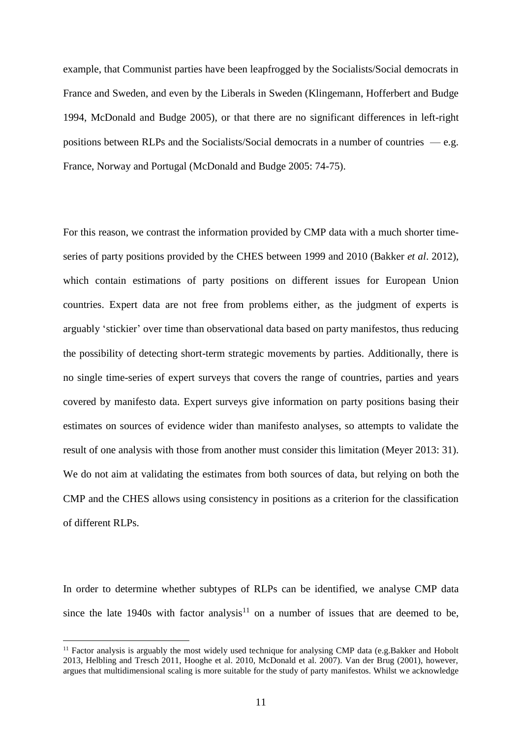example, that Communist parties have been leapfrogged by the Socialists/Social democrats in France and Sweden, and even by the Liberals in Sweden (Klingemann, Hofferbert and Budge 1994, McDonald and Budge 2005), or that there are no significant differences in left-right positions between RLPs and the Socialists/Social democrats in a number of countries — e.g. France, Norway and Portugal (McDonald and Budge 2005: 74-75).

For this reason, we contrast the information provided by CMP data with a much shorter time-series of party positions provided by the CHES between 1999 and 2010 (Bakker *et al*. 2012), which contain estimations of party positions on different issues for European Union countries. Expert data are not free from problems either, as the judgment of experts is arguably 'stickier' over time than observational data based on party manifestos, thus reducing the possibility of detecting short-term strategic movements by parties. Additionally, there is no single time-series of expert surveys that covers the range of countries, parties and years covered by manifesto data. Expert surveys give information on party positions basing their estimates on sources of evidence wider than manifesto analyses, so attempts to validate the result of one analysis with those from another must consider this limitation (Meyer 2013: 31). We do not aim at validating the estimates from both sources of data, but relying on both the CMP and the CHES allows using consistency in positions as a criterion for the classification of different RLPs.

In order to determine whether subtypes of RLPs can be identified, we analyse CMP data since the late 1940s with factor analysis[11] on a number of issues that are deemed to be,

[11] Factor analysis is arguably the most widely used technique for analysing CMP data (e.g.Bakker and Hobolt 2013, Helbling and Tresch 2011, Hooghe et al. 2010, McDonald et al. 2007). Van der Brug (2001), however, argues that multidimensional scaling is more suitable for the study of party manifestos. Whilst we acknowledge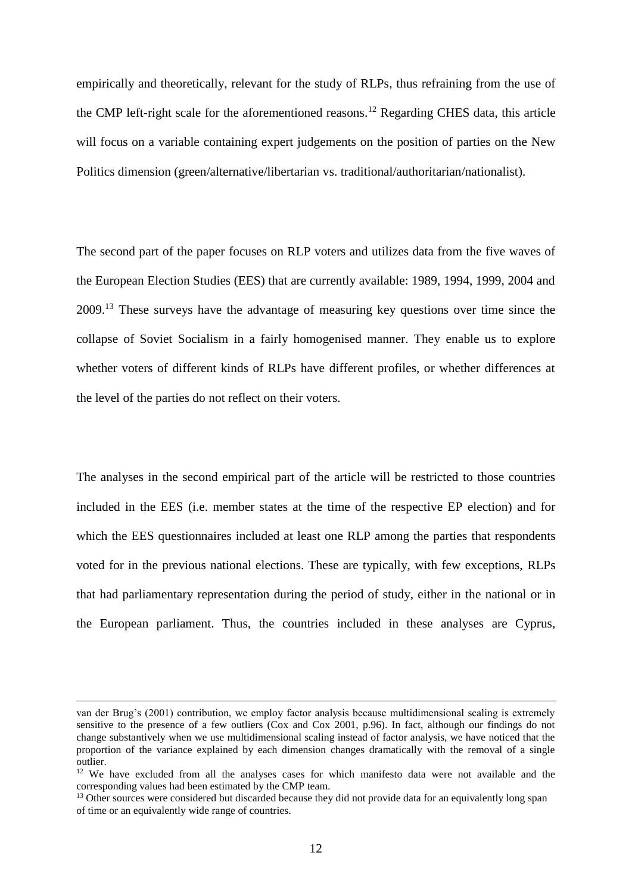empirically and theoretically, relevant for the study of RLPs, thus refraining from the use of the CMP left-right scale for the aforementioned reasons.[12] Regarding CHES data, this article will focus on a variable containing expert judgements on the position of parties on the New Politics dimension (green/alternative/libertarian vs. traditional/authoritarian/nationalist).

The second part of the paper focuses on RLP voters and utilizes data from the five waves of the European Election Studies (EES) that are currently available: 1989, 1994, 1999, 2004 and 2009.[13] These surveys have the advantage of measuring key questions over time since the collapse of Soviet Socialism in a fairly homogenised manner. They enable us to explore whether voters of different kinds of RLPs have different profiles, or whether differences at the level of the parties do not reflect on their voters.

The analyses in the second empirical part of the article will be restricted to those countries included in the EES (i.e. member states at the time of the respective EP election) and for which the EES questionnaires included at least one RLP among the parties that respondents voted for in the previous national elections. These are typically, with few exceptions, RLPs that had parliamentary representation during the period of study, either in the national or in the European parliament. Thus, the countries included in these analyses are Cyprus,

---

van der Brug's (2001) contribution, we employ factor analysis because multidimensional scaling is extremely sensitive to the presence of a few outliers (Cox and Cox 2001, p.96). In fact, although our findings do not change substantively when we use multidimensional scaling instead of factor analysis, we have noticed that the proportion of the variance explained by each dimension changes dramatically with the removal of a single outlier.

[12] We have excluded from all the analyses cases for which manifesto data were not available and the corresponding values had been estimated by the CMP team.

[13] Other sources were considered but discarded because they did not provide data for an equivalently long span of time or an equivalently wide range of countries.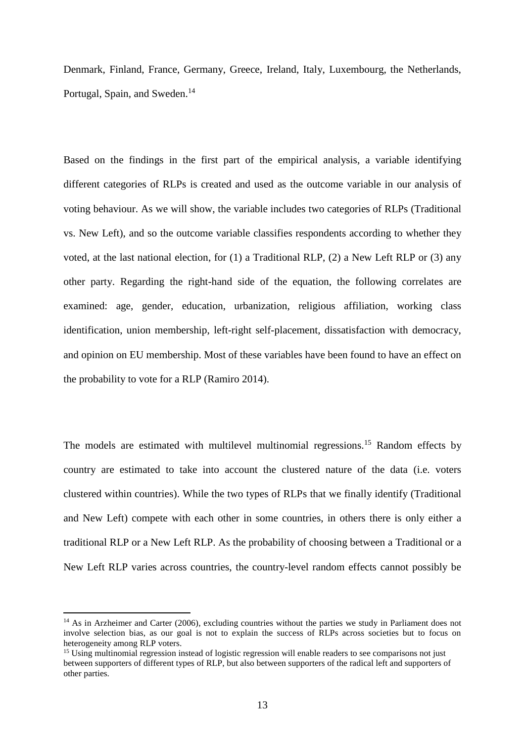Denmark, Finland, France, Germany, Greece, Ireland, Italy, Luxembourg, the Netherlands, Portugal, Spain, and Sweden.[14]

Based on the findings in the first part of the empirical analysis, a variable identifying different categories of RLPs is created and used as the outcome variable in our analysis of voting behaviour. As we will show, the variable includes two categories of RLPs (Traditional vs. New Left), and so the outcome variable classifies respondents according to whether they voted, at the last national election, for (1) a Traditional RLP, (2) a New Left RLP or (3) any other party. Regarding the right-hand side of the equation, the following correlates are examined: age, gender, education, urbanization, religious affiliation, working class identification, union membership, left-right self-placement, dissatisfaction with democracy, and opinion on EU membership. Most of these variables have been found to have an effect on the probability to vote for a RLP (Ramiro 2014).

The models are estimated with multilevel multinomial regressions.[15] Random effects by country are estimated to take into account the clustered nature of the data (i.e. voters clustered within countries). While the two types of RLPs that we finally identify (Traditional and New Left) compete with each other in some countries, in others there is only either a traditional RLP or a New Left RLP. As the probability of choosing between a Traditional or a New Left RLP varies across countries, the country-level random effects cannot possibly be

[14] As in Arzheimer and Carter (2006), excluding countries without the parties we study in Parliament does not involve selection bias, as our goal is not to explain the success of RLPs across societies but to focus on heterogeneity among RLP voters.

[15] Using multinomial regression instead of logistic regression will enable readers to see comparisons not just between supporters of different types of RLP, but also between supporters of the radical left and supporters of other parties.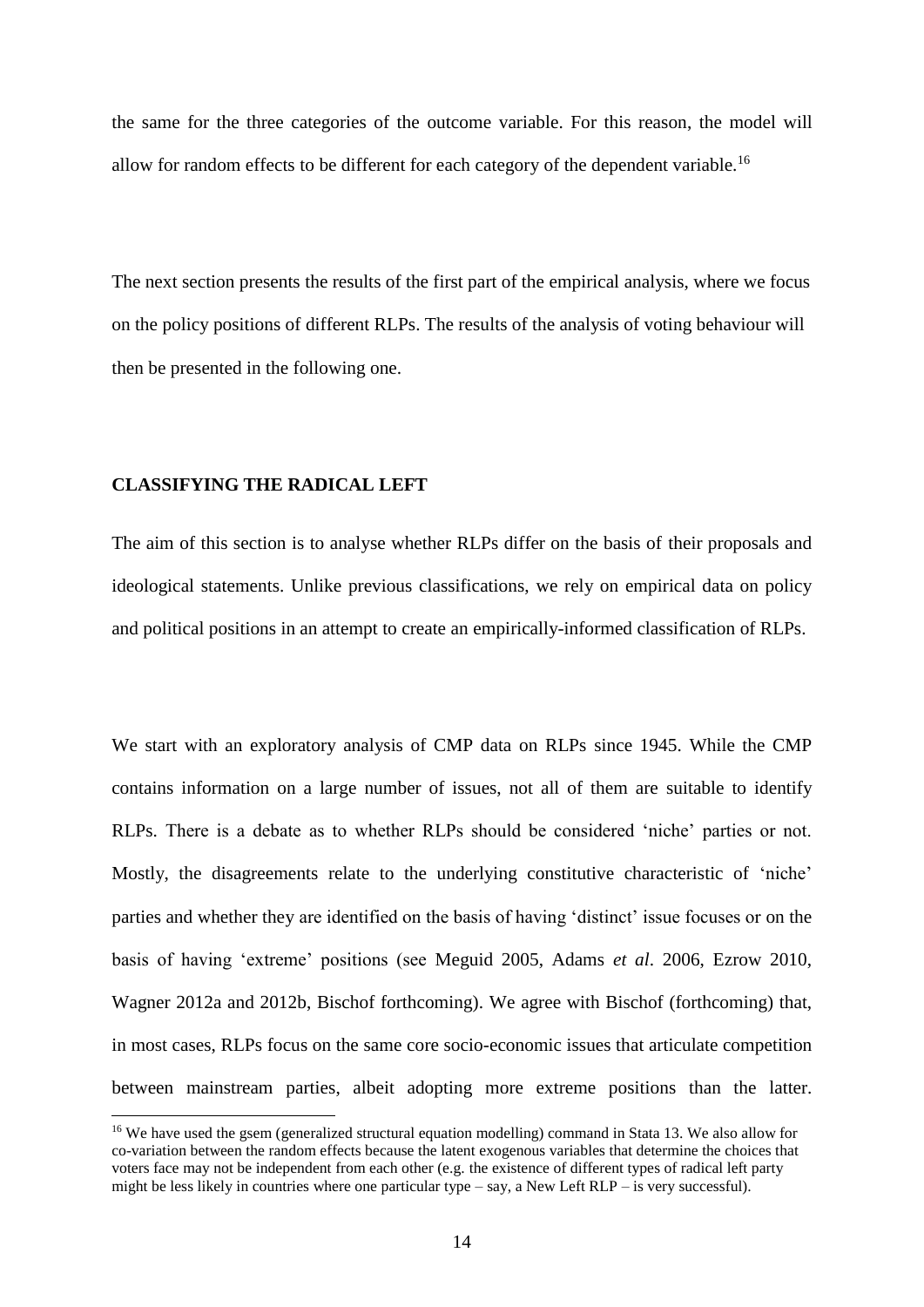the same for the three categories of the outcome variable. For this reason, the model will allow for random effects to be different for each category of the dependent variable.[16]

The next section presents the results of the first part of the empirical analysis, where we focus on the policy positions of different RLPs. The results of the analysis of voting behaviour will then be presented in the following one.

## CLASSIFYING THE RADICAL LEFT

The aim of this section is to analyse whether RLPs differ on the basis of their proposals and ideological statements. Unlike previous classifications, we rely on empirical data on policy and political positions in an attempt to create an empirically-informed classification of RLPs.

We start with an exploratory analysis of CMP data on RLPs since 1945. While the CMP contains information on a large number of issues, not all of them are suitable to identify RLPs. There is a debate as to whether RLPs should be considered 'niche' parties or not. Mostly, the disagreements relate to the underlying constitutive characteristic of 'niche' parties and whether they are identified on the basis of having 'distinct' issue focuses or on the basis of having 'extreme' positions (see Meguid 2005, Adams *et al*. 2006, Ezrow 2010, Wagner 2012a and 2012b, Bischof forthcoming). We agree with Bischof (forthcoming) that, in most cases, RLPs focus on the same core socio-economic issues that articulate competition between mainstream parties, albeit adopting more extreme positions than the latter.

[16] We have used the gsem (generalized structural equation modelling) command in Stata 13. We also allow for co-variation between the random effects because the latent exogenous variables that determine the choices that voters face may not be independent from each other (e.g. the existence of different types of radical left party might be less likely in countries where one particular type – say, a New Left RLP – is very successful).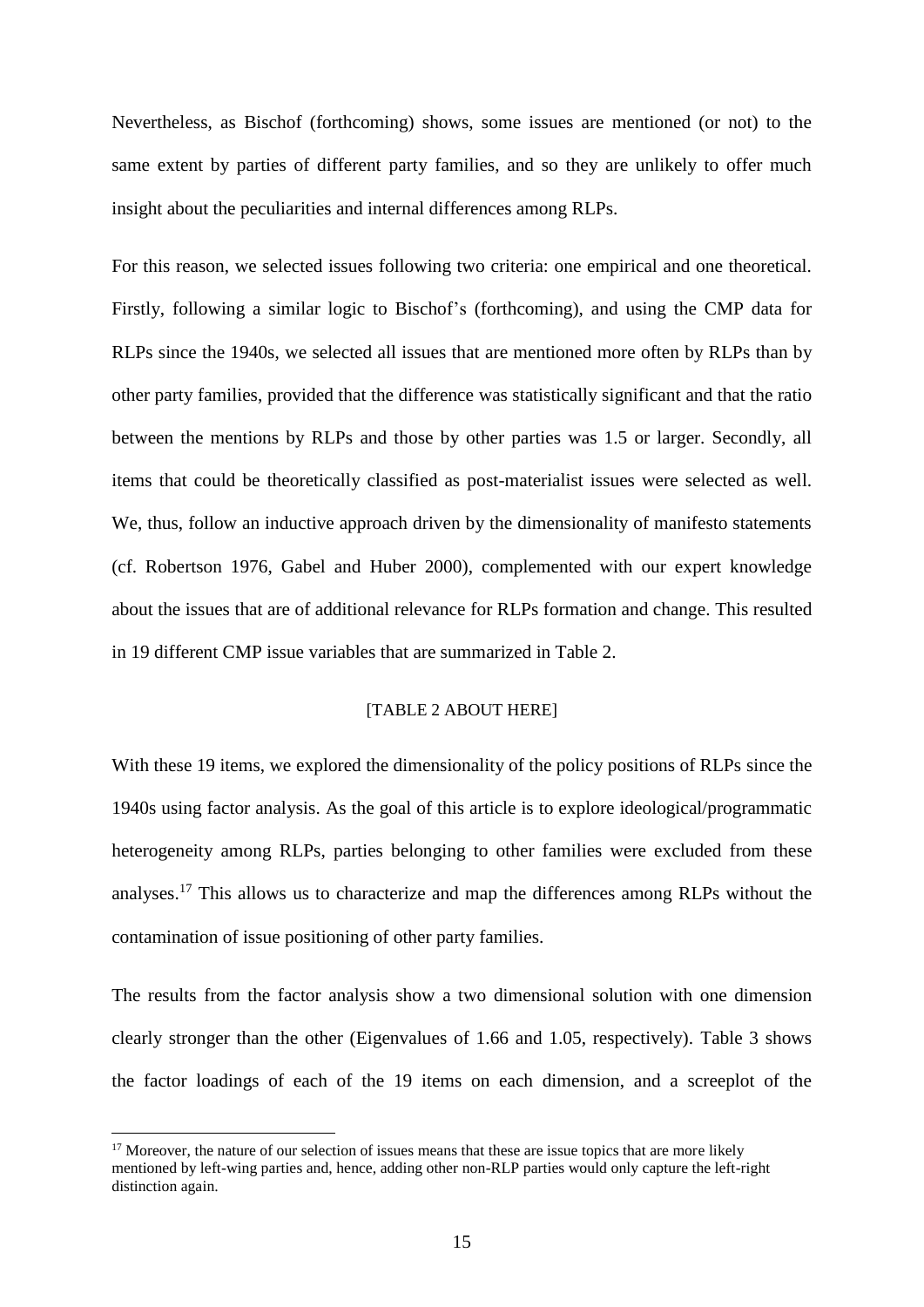Nevertheless, as Bischof (forthcoming) shows, some issues are mentioned (or not) to the same extent by parties of different party families, and so they are unlikely to offer much insight about the peculiarities and internal differences among RLPs.

For this reason, we selected issues following two criteria: one empirical and one theoretical. Firstly, following a similar logic to Bischof's (forthcoming), and using the CMP data for RLPs since the 1940s, we selected all issues that are mentioned more often by RLPs than by other party families, provided that the difference was statistically significant and that the ratio between the mentions by RLPs and those by other parties was 1.5 or larger. Secondly, all items that could be theoretically classified as post-materialist issues were selected as well. We, thus, follow an inductive approach driven by the dimensionality of manifesto statements (cf. Robertson 1976, Gabel and Huber 2000), complemented with our expert knowledge about the issues that are of additional relevance for RLPs formation and change. This resulted in 19 different CMP issue variables that are summarized in Table 2.

[TABLE 2 ABOUT HERE]

With these 19 items, we explored the dimensionality of the policy positions of RLPs since the 1940s using factor analysis. As the goal of this article is to explore ideological/programmatic heterogeneity among RLPs, parties belonging to other families were excluded from these analyses.[17] This allows us to characterize and map the differences among RLPs without the contamination of issue positioning of other party families.

The results from the factor analysis show a two dimensional solution with one dimension clearly stronger than the other (Eigenvalues of 1.66 and 1.05, respectively). Table 3 shows the factor loadings of each of the 19 items on each dimension, and a screeplot of the

[17] Moreover, the nature of our selection of issues means that these are issue topics that are more likely mentioned by left-wing parties and, hence, adding other non-RLP parties would only capture the left-right distinction again.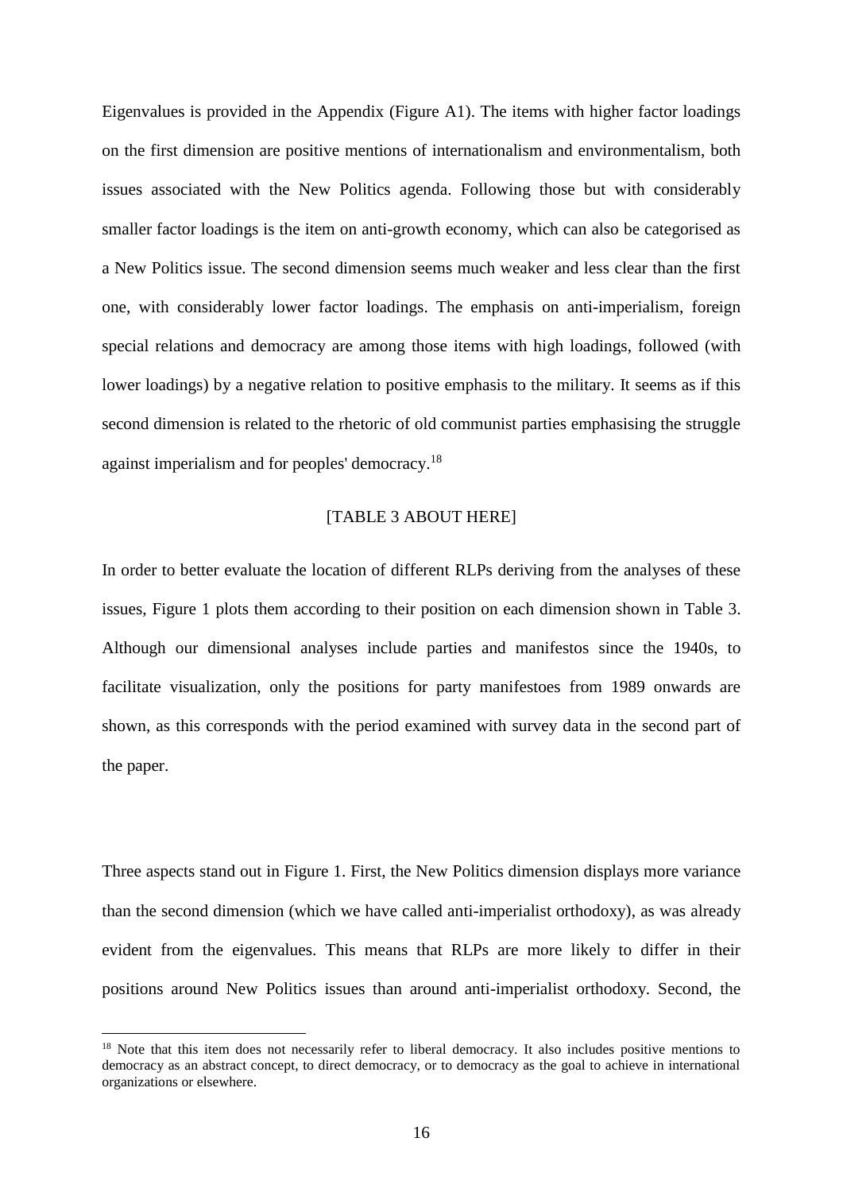Eigenvalues is provided in the Appendix (Figure A1). The items with higher factor loadings on the first dimension are positive mentions of internationalism and environmentalism, both issues associated with the New Politics agenda. Following those but with considerably smaller factor loadings is the item on anti-growth economy, which can also be categorised as a New Politics issue. The second dimension seems much weaker and less clear than the first one, with considerably lower factor loadings. The emphasis on anti-imperialism, foreign special relations and democracy are among those items with high loadings, followed (with lower loadings) by a negative relation to positive emphasis to the military. It seems as if this second dimension is related to the rhetoric of old communist parties emphasising the struggle against imperialism and for peoples' democracy.[18]

[TABLE 3 ABOUT HERE]

In order to better evaluate the location of different RLPs deriving from the analyses of these issues, Figure 1 plots them according to their position on each dimension shown in Table 3. Although our dimensional analyses include parties and manifestos since the 1940s, to facilitate visualization, only the positions for party manifestoes from 1989 onwards are shown, as this corresponds with the period examined with survey data in the second part of the paper.

Three aspects stand out in Figure 1. First, the New Politics dimension displays more variance than the second dimension (which we have called anti-imperialist orthodoxy), as was already evident from the eigenvalues. This means that RLPs are more likely to differ in their positions around New Politics issues than around anti-imperialist orthodoxy. Second, the

[18] Note that this item does not necessarily refer to liberal democracy. It also includes positive mentions to democracy as an abstract concept, to direct democracy, or to democracy as the goal to achieve in international organizations or elsewhere.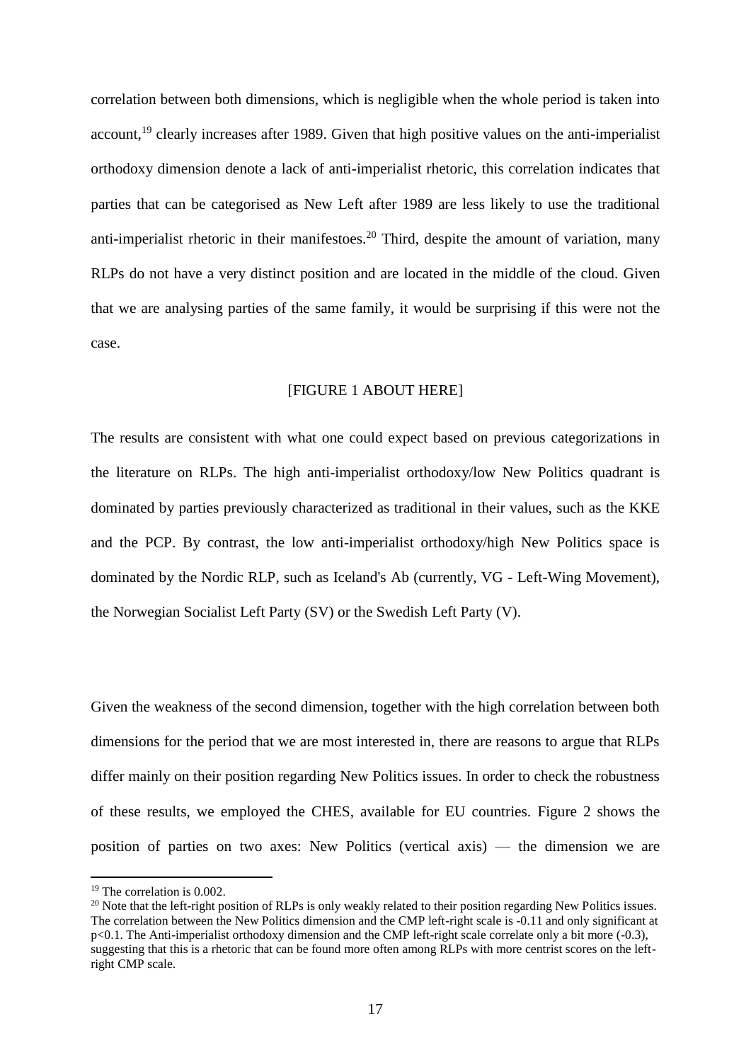correlation between both dimensions, which is negligible when the whole period is taken into account,[19] clearly increases after 1989. Given that high positive values on the anti-imperialist orthodoxy dimension denote a lack of anti-imperialist rhetoric, this correlation indicates that parties that can be categorised as New Left after 1989 are less likely to use the traditional anti-imperialist rhetoric in their manifestoes.[20] Third, despite the amount of variation, many RLPs do not have a very distinct position and are located in the middle of the cloud. Given that we are analysing parties of the same family, it would be surprising if this were not the case.

[FIGURE 1 ABOUT HERE]

The results are consistent with what one could expect based on previous categorizations in the literature on RLPs. The high anti-imperialist orthodoxy/low New Politics quadrant is dominated by parties previously characterized as traditional in their values, such as the KKE and the PCP. By contrast, the low anti-imperialist orthodoxy/high New Politics space is dominated by the Nordic RLP, such as Iceland's Ab (currently, VG - Left-Wing Movement), the Norwegian Socialist Left Party (SV) or the Swedish Left Party (V).

Given the weakness of the second dimension, together with the high correlation between both dimensions for the period that we are most interested in, there are reasons to argue that RLPs differ mainly on their position regarding New Politics issues. In order to check the robustness of these results, we employed the CHES, available for EU countries. Figure 2 shows the position of parties on two axes: New Politics (vertical axis) — the dimension we are

[19] The correlation is 0.002.

[20] Note that the left-right position of RLPs is only weakly related to their position regarding New Politics issues. The correlation between the New Politics dimension and the CMP left-right scale is -0.11 and only significant at $p<0.1$. The Anti-imperialist orthodoxy dimension and the CMP left-right scale correlate only a bit more (-0.3), suggesting that this is a rhetoric that can be found more often among RLPs with more centrist scores on the left-right CMP scale.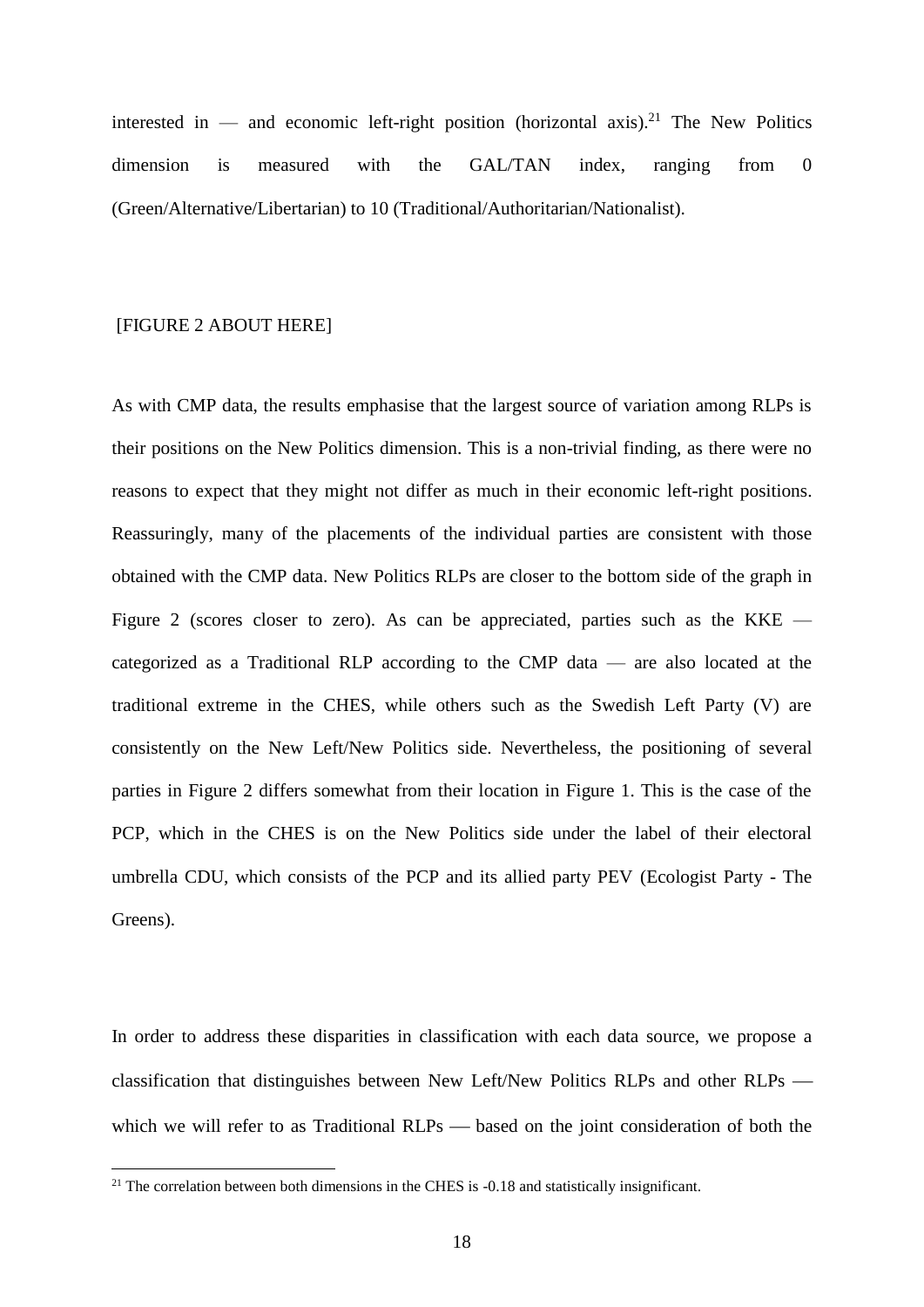interested in — and economic left-right position (horizontal axis).[21] The New Politics dimension is measured with the GAL/TAN index, ranging from 0 (Green/Alternative/Libertarian) to 10 (Traditional/Authoritarian/Nationalist).

[FIGURE 2 ABOUT HERE]

As with CMP data, the results emphasise that the largest source of variation among RLPs is their positions on the New Politics dimension. This is a non-trivial finding, as there were no reasons to expect that they might not differ as much in their economic left-right positions. Reassuringly, many of the placements of the individual parties are consistent with those obtained with the CMP data. New Politics RLPs are closer to the bottom side of the graph in Figure 2 (scores closer to zero). As can be appreciated, parties such as the KKE — categorized as a Traditional RLP according to the CMP data — are also located at the traditional extreme in the CHES, while others such as the Swedish Left Party (V) are consistently on the New Left/New Politics side. Nevertheless, the positioning of several parties in Figure 2 differs somewhat from their location in Figure 1. This is the case of the PCP, which in the CHES is on the New Politics side under the label of their electoral umbrella CDU, which consists of the PCP and its allied party PEV (Ecologist Party - The Greens).

In order to address these disparities in classification with each data source, we propose a classification that distinguishes between New Left/New Politics RLPs and other RLPs — which we will refer to as Traditional RLPs — based on the joint consideration of both the

[21] The correlation between both dimensions in the CHES is -0.18 and statistically insignificant.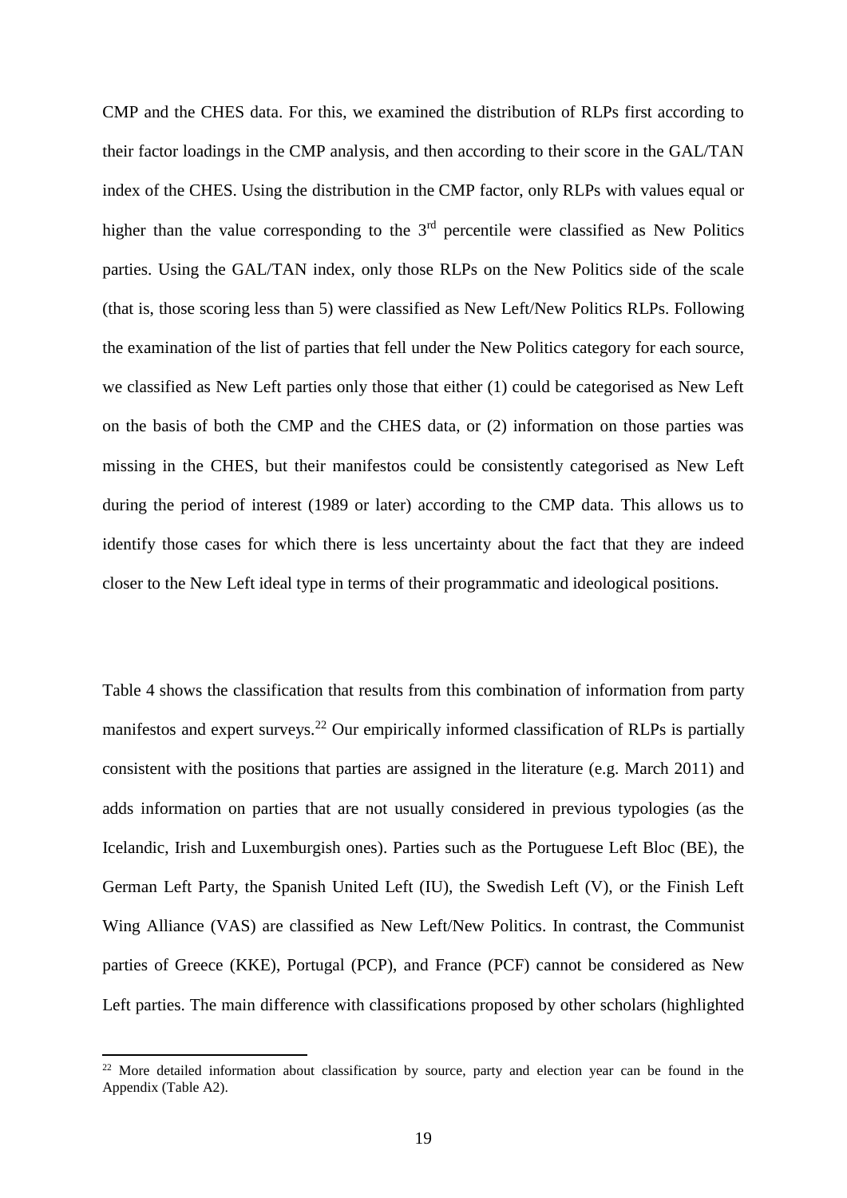CMP and the CHES data. For this, we examined the distribution of RLPs first according to their factor loadings in the CMP analysis, and then according to their score in the GAL/TAN index of the CHES. Using the distribution in the CMP factor, only RLPs with values equal or higher than the value corresponding to the 3rd percentile were classified as New Politics parties. Using the GAL/TAN index, only those RLPs on the New Politics side of the scale (that is, those scoring less than 5) were classified as New Left/New Politics RLPs. Following the examination of the list of parties that fell under the New Politics category for each source, we classified as New Left parties only those that either (1) could be categorised as New Left on the basis of both the CMP and the CHES data, or (2) information on those parties was missing in the CHES, but their manifestos could be consistently categorised as New Left during the period of interest (1989 or later) according to the CMP data. This allows us to identify those cases for which there is less uncertainty about the fact that they are indeed closer to the New Left ideal type in terms of their programmatic and ideological positions.

Table 4 shows the classification that results from this combination of information from party manifestos and expert surveys.[22] Our empirically informed classification of RLPs is partially consistent with the positions that parties are assigned in the literature (e.g. March 2011) and adds information on parties that are not usually considered in previous typologies (as the Icelandic, Irish and Luxemburgish ones). Parties such as the Portuguese Left Bloc (BE), the German Left Party, the Spanish United Left (IU), the Swedish Left (V), or the Finish Left Wing Alliance (VAS) are classified as New Left/New Politics. In contrast, the Communist parties of Greece (KKE), Portugal (PCP), and France (PCF) cannot be considered as New Left parties. The main difference with classifications proposed by other scholars (highlighted

[22] More detailed information about classification by source, party and election year can be found in the Appendix (Table A2).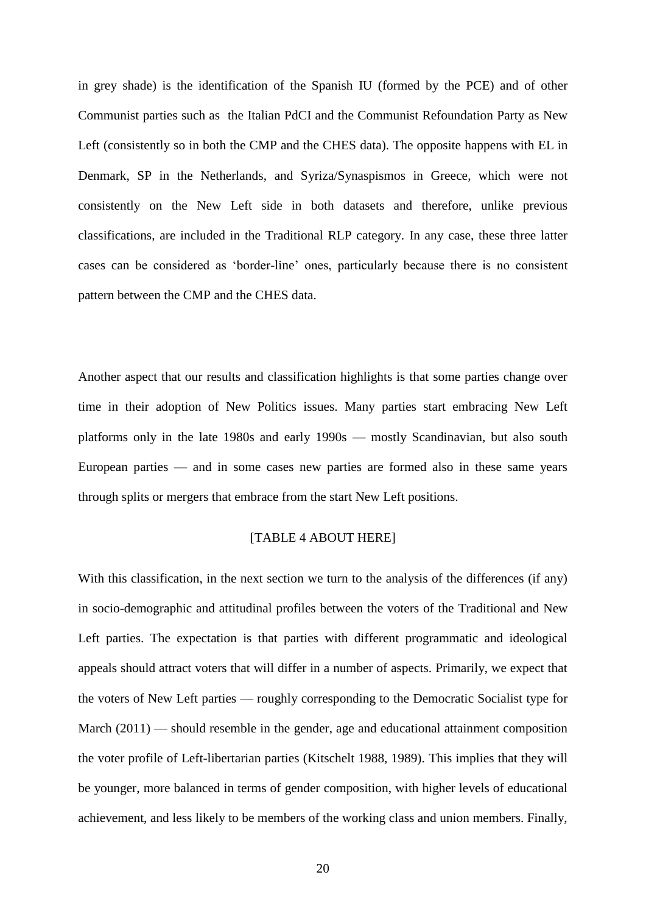in grey shade) is the identification of the Spanish IU (formed by the PCE) and of other Communist parties such as the Italian PdCI and the Communist Refoundation Party as New Left (consistently so in both the CMP and the CHES data). The opposite happens with EL in Denmark, SP in the Netherlands, and Syriza/Synaspismos in Greece, which were not consistently on the New Left side in both datasets and therefore, unlike previous classifications, are included in the Traditional RLP category. In any case, these three latter cases can be considered as 'border-line' ones, particularly because there is no consistent pattern between the CMP and the CHES data.

Another aspect that our results and classification highlights is that some parties change over time in their adoption of New Politics issues. Many parties start embracing New Left platforms only in the late 1980s and early 1990s — mostly Scandinavian, but also south European parties — and in some cases new parties are formed also in these same years through splits or mergers that embrace from the start New Left positions.

[TABLE 4 ABOUT HERE]

With this classification, in the next section we turn to the analysis of the differences (if any) in socio-demographic and attitudinal profiles between the voters of the Traditional and New Left parties. The expectation is that parties with different programmatic and ideological appeals should attract voters that will differ in a number of aspects. Primarily, we expect that the voters of New Left parties — roughly corresponding to the Democratic Socialist type for March (2011) — should resemble in the gender, age and educational attainment composition the voter profile of Left-libertarian parties (Kitschelt 1988, 1989). This implies that they will be younger, more balanced in terms of gender composition, with higher levels of educational achievement, and less likely to be members of the working class and union members. Finally,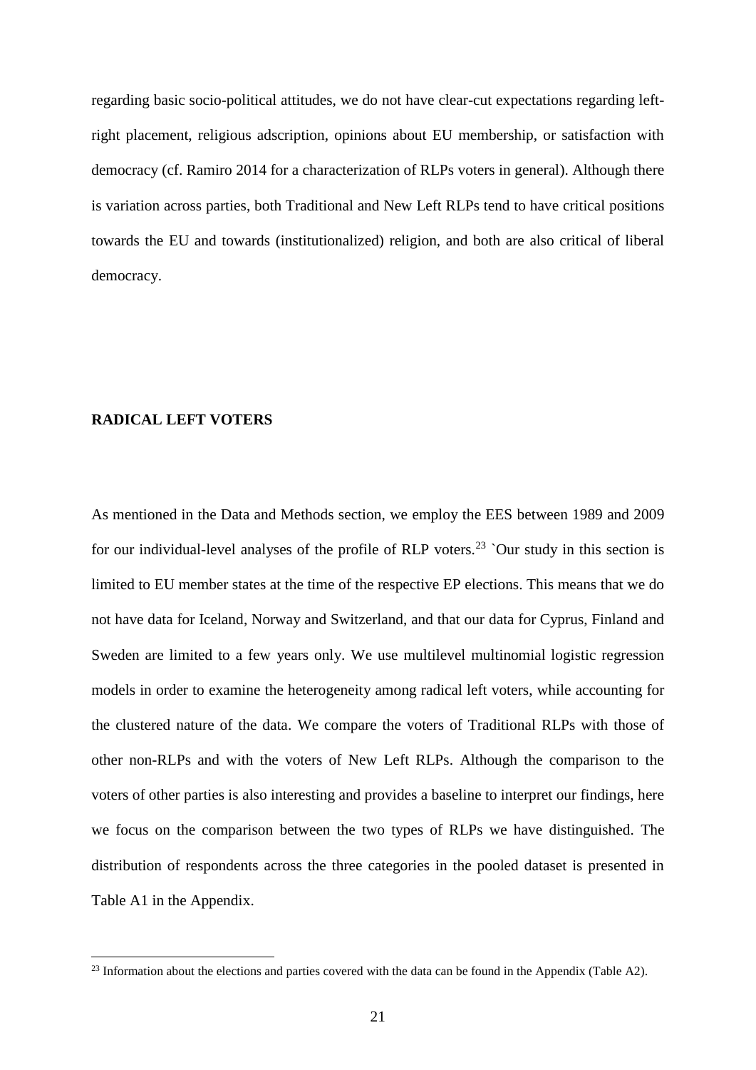regarding basic socio-political attitudes, we do not have clear-cut expectations regarding left-right placement, religious adscription, opinions about EU membership, or satisfaction with democracy (cf. Ramiro 2014 for a characterization of RLPs voters in general). Although there is variation across parties, both Traditional and New Left RLPs tend to have critical positions towards the EU and towards (institutionalized) religion, and both are also critical of liberal democracy.

## RADICAL LEFT VOTERS

As mentioned in the Data and Methods section, we employ the EES between 1989 and 2009 for our individual-level analyses of the profile of RLP voters.[23] `Our study in this section is limited to EU member states at the time of the respective EP elections. This means that we do not have data for Iceland, Norway and Switzerland, and that our data for Cyprus, Finland and Sweden are limited to a few years only. We use multilevel multinomial logistic regression models in order to examine the heterogeneity among radical left voters, while accounting for the clustered nature of the data. We compare the voters of Traditional RLPs with those of other non-RLPs and with the voters of New Left RLPs. Although the comparison to the voters of other parties is also interesting and provides a baseline to interpret our findings, here we focus on the comparison between the two types of RLPs we have distinguished. The distribution of respondents across the three categories in the pooled dataset is presented in Table A1 in the Appendix.

[23] Information about the elections and parties covered with the data can be found in the Appendix (Table A2).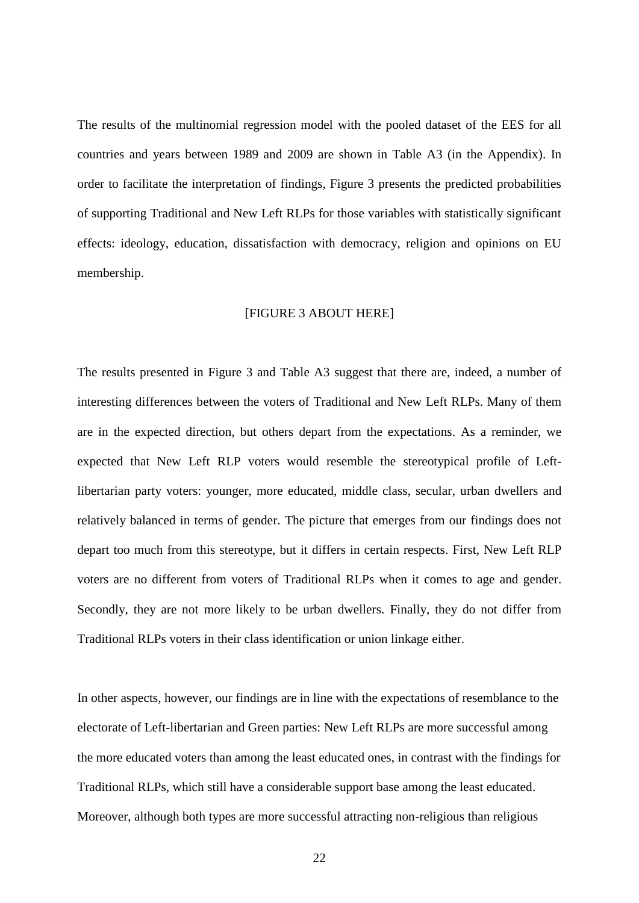The results of the multinomial regression model with the pooled dataset of the EES for all countries and years between 1989 and 2009 are shown in Table A3 (in the Appendix). In order to facilitate the interpretation of findings, Figure 3 presents the predicted probabilities of supporting Traditional and New Left RLPs for those variables with statistically significant effects: ideology, education, dissatisfaction with democracy, religion and opinions on EU membership.

[FIGURE 3 ABOUT HERE]

The results presented in Figure 3 and Table A3 suggest that there are, indeed, a number of interesting differences between the voters of Traditional and New Left RLPs. Many of them are in the expected direction, but others depart from the expectations. As a reminder, we expected that New Left RLP voters would resemble the stereotypical profile of Left-libertarian party voters: younger, more educated, middle class, secular, urban dwellers and relatively balanced in terms of gender. The picture that emerges from our findings does not depart too much from this stereotype, but it differs in certain respects. First, New Left RLP voters are no different from voters of Traditional RLPs when it comes to age and gender. Secondly, they are not more likely to be urban dwellers. Finally, they do not differ from Traditional RLPs voters in their class identification or union linkage either.

In other aspects, however, our findings are in line with the expectations of resemblance to the electorate of Left-libertarian and Green parties: New Left RLPs are more successful among the more educated voters than among the least educated ones, in contrast with the findings for Traditional RLPs, which still have a considerable support base among the least educated. Moreover, although both types are more successful attracting non-religious than religious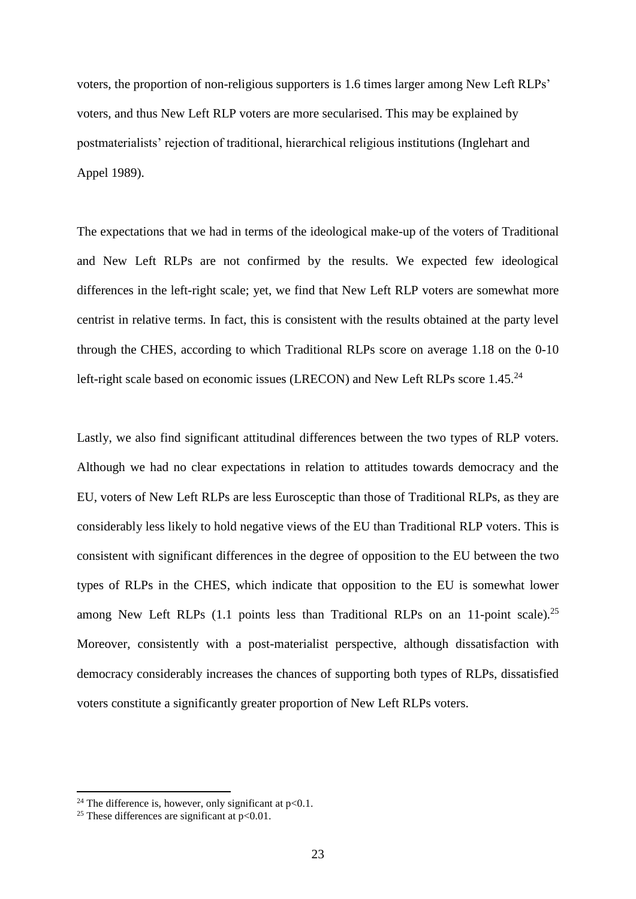voters, the proportion of non-religious supporters is 1.6 times larger among New Left RLPs' voters, and thus New Left RLP voters are more secularised. This may be explained by postmaterialists' rejection of traditional, hierarchical religious institutions (Inglehart and Appel 1989).

The expectations that we had in terms of the ideological make-up of the voters of Traditional and New Left RLPs are not confirmed by the results. We expected few ideological differences in the left-right scale; yet, we find that New Left RLP voters are somewhat more centrist in relative terms. In fact, this is consistent with the results obtained at the party level through the CHES, according to which Traditional RLPs score on average 1.18 on the 0-10 left-right scale based on economic issues (LRECON) and New Left RLPs score 1.45.[24]

Lastly, we also find significant attitudinal differences between the two types of RLP voters. Although we had no clear expectations in relation to attitudes towards democracy and the EU, voters of New Left RLPs are less Eurosceptic than those of Traditional RLPs, as they are considerably less likely to hold negative views of the EU than Traditional RLP voters. This is consistent with significant differences in the degree of opposition to the EU between the two types of RLPs in the CHES, which indicate that opposition to the EU is somewhat lower among New Left RLPs (1.1 points less than Traditional RLPs on an 11-point scale).[25] Moreover, consistently with a post-materialist perspective, although dissatisfaction with democracy considerably increases the chances of supporting both types of RLPs, dissatisfied voters constitute a significantly greater proportion of New Left RLPs voters.

---

[24] The difference is, however, only significant at $p<0.1$.

[25] These differences are significant at $p<0.01$.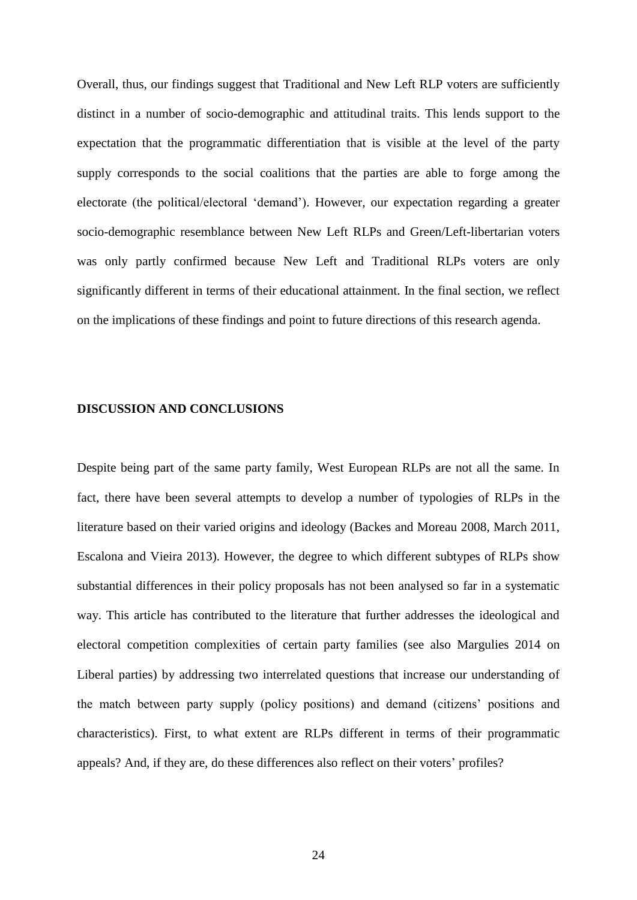Overall, thus, our findings suggest that Traditional and New Left RLP voters are sufficiently distinct in a number of socio-demographic and attitudinal traits. This lends support to the expectation that the programmatic differentiation that is visible at the level of the party supply corresponds to the social coalitions that the parties are able to forge among the electorate (the political/electoral 'demand'). However, our expectation regarding a greater socio-demographic resemblance between New Left RLPs and Green/Left-libertarian voters was only partly confirmed because New Left and Traditional RLPs voters are only significantly different in terms of their educational attainment. In the final section, we reflect on the implications of these findings and point to future directions of this research agenda.

## DISCUSSION AND CONCLUSIONS

Despite being part of the same party family, West European RLPs are not all the same. In fact, there have been several attempts to develop a number of typologies of RLPs in the literature based on their varied origins and ideology (Backes and Moreau 2008, March 2011, Escalona and Vieira 2013). However, the degree to which different subtypes of RLPs show substantial differences in their policy proposals has not been analysed so far in a systematic way. This article has contributed to the literature that further addresses the ideological and electoral competition complexities of certain party families (see also Margulies 2014 on Liberal parties) by addressing two interrelated questions that increase our understanding of the match between party supply (policy positions) and demand (citizens' positions and characteristics). First, to what extent are RLPs different in terms of their programmatic appeals? And, if they are, do these differences also reflect on their voters' profiles?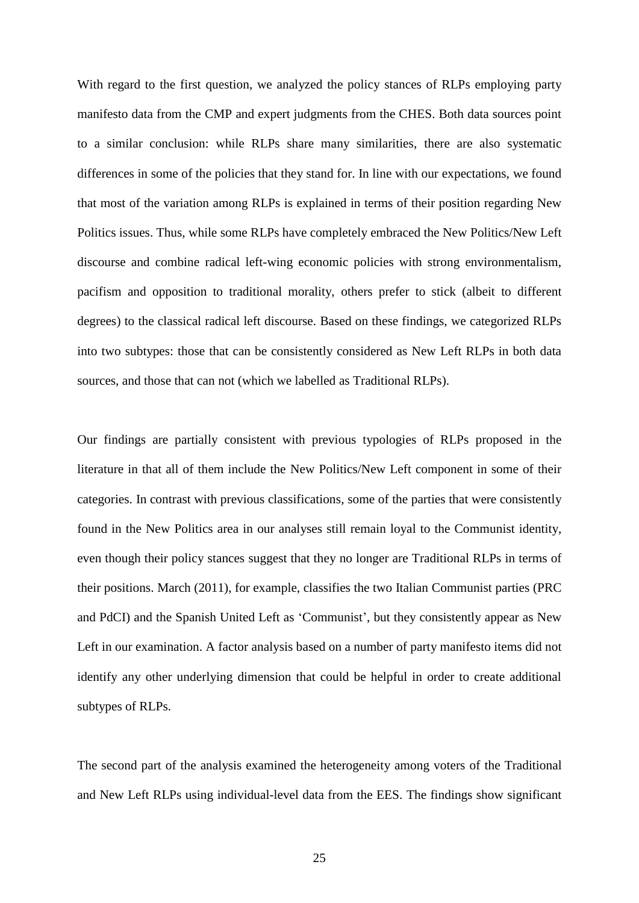With regard to the first question, we analyzed the policy stances of RLPs employing party manifesto data from the CMP and expert judgments from the CHES. Both data sources point to a similar conclusion: while RLPs share many similarities, there are also systematic differences in some of the policies that they stand for. In line with our expectations, we found that most of the variation among RLPs is explained in terms of their position regarding New Politics issues. Thus, while some RLPs have completely embraced the New Politics/New Left discourse and combine radical left-wing economic policies with strong environmentalism, pacifism and opposition to traditional morality, others prefer to stick (albeit to different degrees) to the classical radical left discourse. Based on these findings, we categorized RLPs into two subtypes: those that can be consistently considered as New Left RLPs in both data sources, and those that can not (which we labelled as Traditional RLPs).

Our findings are partially consistent with previous typologies of RLPs proposed in the literature in that all of them include the New Politics/New Left component in some of their categories. In contrast with previous classifications, some of the parties that were consistently found in the New Politics area in our analyses still remain loyal to the Communist identity, even though their policy stances suggest that they no longer are Traditional RLPs in terms of their positions. March (2011), for example, classifies the two Italian Communist parties (PRC and PdCI) and the Spanish United Left as 'Communist', but they consistently appear as New Left in our examination. A factor analysis based on a number of party manifesto items did not identify any other underlying dimension that could be helpful in order to create additional subtypes of RLPs.

The second part of the analysis examined the heterogeneity among voters of the Traditional and New Left RLPs using individual-level data from the EES. The findings show significant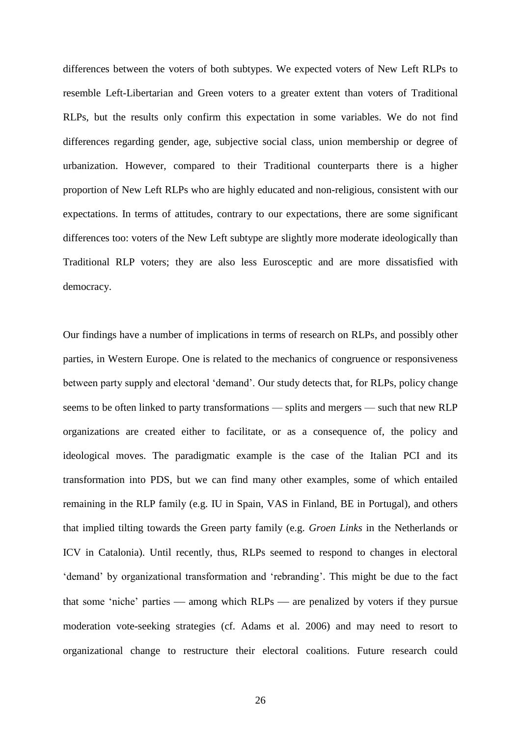differences between the voters of both subtypes. We expected voters of New Left RLPs to resemble Left-Libertarian and Green voters to a greater extent than voters of Traditional RLPs, but the results only confirm this expectation in some variables. We do not find differences regarding gender, age, subjective social class, union membership or degree of urbanization. However, compared to their Traditional counterparts there is a higher proportion of New Left RLPs who are highly educated and non-religious, consistent with our expectations. In terms of attitudes, contrary to our expectations, there are some significant differences too: voters of the New Left subtype are slightly more moderate ideologically than Traditional RLP voters; they are also less Eurosceptic and are more dissatisfied with democracy.

Our findings have a number of implications in terms of research on RLPs, and possibly other parties, in Western Europe. One is related to the mechanics of congruence or responsiveness between party supply and electoral 'demand'. Our study detects that, for RLPs, policy change seems to be often linked to party transformations — splits and mergers — such that new RLP organizations are created either to facilitate, or as a consequence of, the policy and ideological moves. The paradigmatic example is the case of the Italian PCI and its transformation into PDS, but we can find many other examples, some of which entailed remaining in the RLP family (e.g. IU in Spain, VAS in Finland, BE in Portugal), and others that implied tilting towards the Green party family (e.g. *Groen Links* in the Netherlands or ICV in Catalonia). Until recently, thus, RLPs seemed to respond to changes in electoral 'demand' by organizational transformation and 'rebranding'. This might be due to the fact that some 'niche' parties — among which RLPs — are penalized by voters if they pursue moderation vote-seeking strategies (cf. Adams et al. 2006) and may need to resort to organizational change to restructure their electoral coalitions. Future research could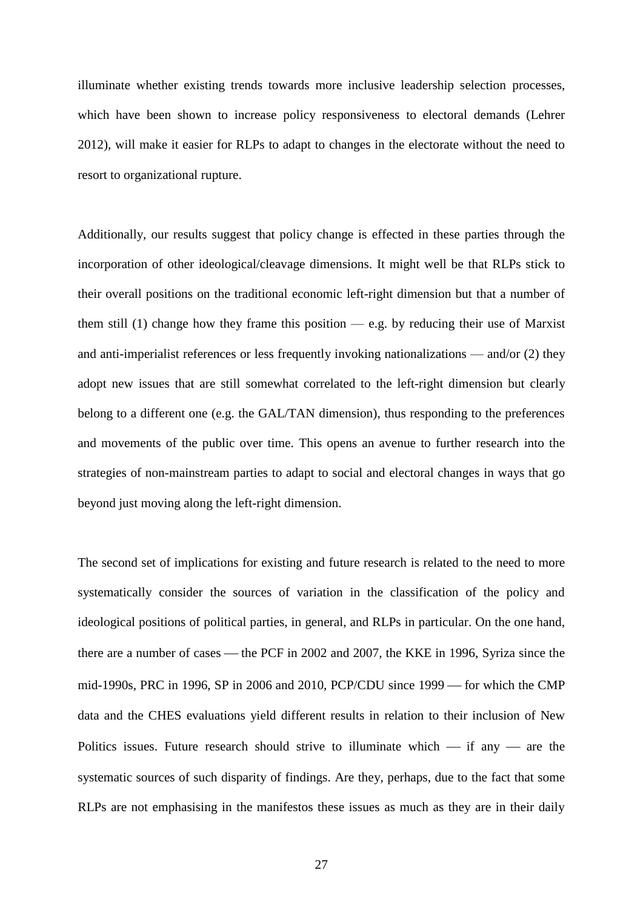illuminate whether existing trends towards more inclusive leadership selection processes, which have been shown to increase policy responsiveness to electoral demands (Lehrer 2012), will make it easier for RLPs to adapt to changes in the electorate without the need to resort to organizational rupture.

Additionally, our results suggest that policy change is effected in these parties through the incorporation of other ideological/cleavage dimensions. It might well be that RLPs stick to their overall positions on the traditional economic left-right dimension but that a number of them still (1) change how they frame this position — e.g. by reducing their use of Marxist and anti-imperialist references or less frequently invoking nationalizations — and/or (2) they adopt new issues that are still somewhat correlated to the left-right dimension but clearly belong to a different one (e.g. the GAL/TAN dimension), thus responding to the preferences and movements of the public over time. This opens an avenue to further research into the strategies of non-mainstream parties to adapt to social and electoral changes in ways that go beyond just moving along the left-right dimension.

The second set of implications for existing and future research is related to the need to more systematically consider the sources of variation in the classification of the policy and ideological positions of political parties, in general, and RLPs in particular. On the one hand, there are a number of cases — the PCF in 2002 and 2007, the KKE in 1996, Syriza since the mid-1990s, PRC in 1996, SP in 2006 and 2010, PCP/CDU since 1999 — for which the CMP data and the CHES evaluations yield different results in relation to their inclusion of New Politics issues. Future research should strive to illuminate which — if any — are the systematic sources of such disparity of findings. Are they, perhaps, due to the fact that some RLPs are not emphasising in the manifestos these issues as much as they are in their daily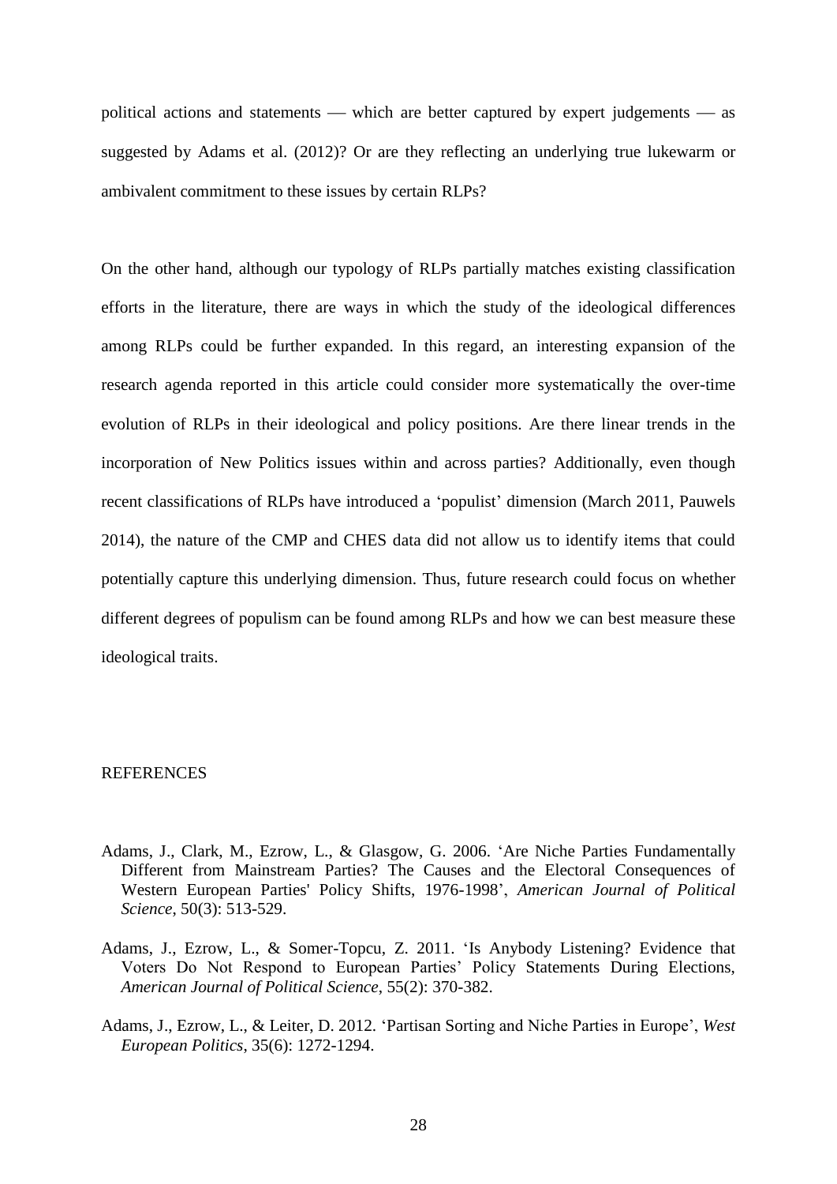political actions and statements — which are better captured by expert judgements — as suggested by Adams et al. (2012)? Or are they reflecting an underlying true lukewarm or ambivalent commitment to these issues by certain RLPs?

On the other hand, although our typology of RLPs partially matches existing classification efforts in the literature, there are ways in which the study of the ideological differences among RLPs could be further expanded. In this regard, an interesting expansion of the research agenda reported in this article could consider more systematically the over-time evolution of RLPs in their ideological and policy positions. Are there linear trends in the incorporation of New Politics issues within and across parties? Additionally, even though recent classifications of RLPs have introduced a 'populist' dimension (March 2011, Pauwels 2014), the nature of the CMP and CHES data did not allow us to identify items that could potentially capture this underlying dimension. Thus, future research could focus on whether different degrees of populism can be found among RLPs and how we can best measure these ideological traits.

REFERENCES

Adams, J., Clark, M., Ezrow, L., & Glasgow, G. 2006. 'Are Niche Parties Fundamentally Different from Mainstream Parties? The Causes and the Electoral Consequences of Western European Parties' Policy Shifts, 1976-1998', *American Journal of Political Science*, 50(3): 513-529.

Adams, J., Ezrow, L., & Somer-Topcu, Z. 2011. 'Is Anybody Listening? Evidence that Voters Do Not Respond to European Parties' Policy Statements During Elections, *American Journal of Political Science*, 55(2): 370-382.

Adams, J., Ezrow, L., & Leiter, D. 2012. 'Partisan Sorting and Niche Parties in Europe', *West European Politics*, 35(6): 1272-1294.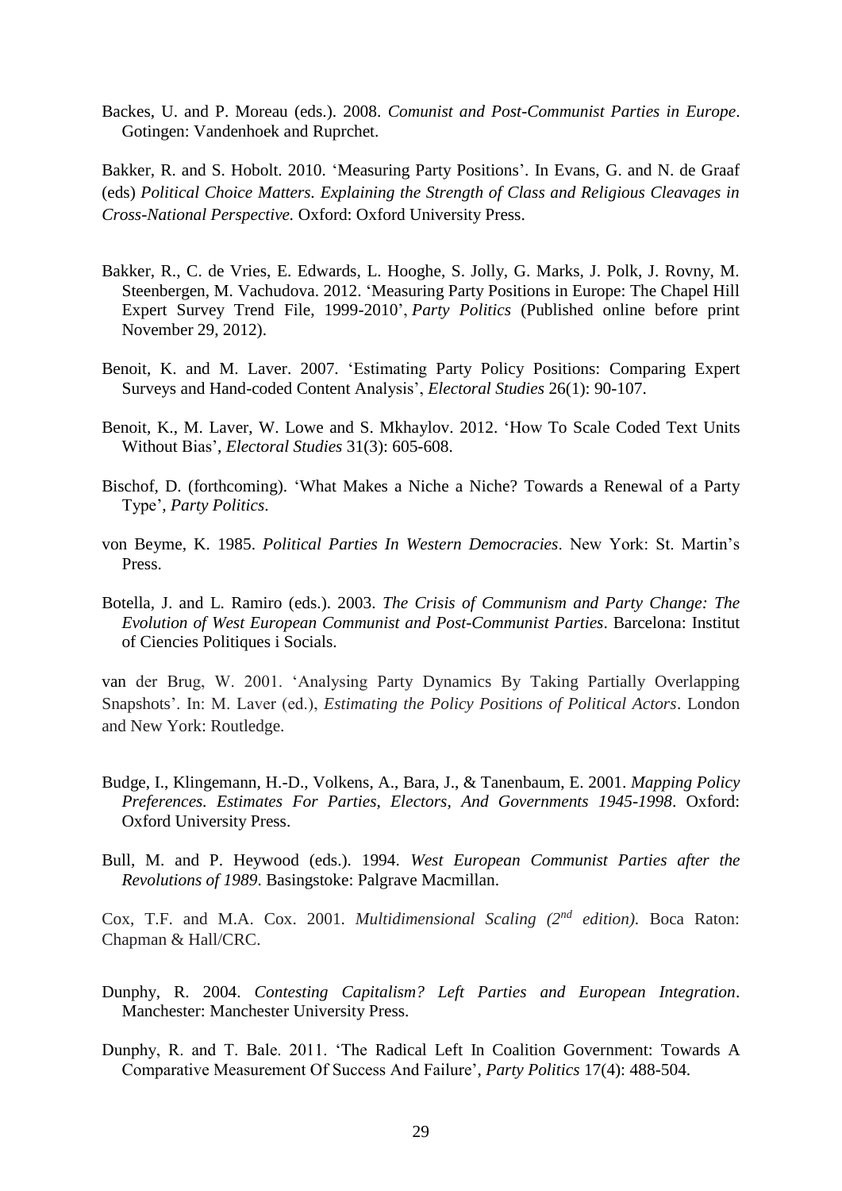Backes, U. and P. Moreau (eds.). 2008. *Comunist and Post-Communist Parties in Europe*. Gotingen: Vandenhoek and Ruprchet.

Bakker, R. and S. Hobolt. 2010. 'Measuring Party Positions'. In Evans, G. and N. de Graaf (eds) *Political Choice Matters. Explaining the Strength of Class and Religious Cleavages in Cross-National Perspective.* Oxford: Oxford University Press.

Bakker, R., C. de Vries, E. Edwards, L. Hooghe, S. Jolly, G. Marks, J. Polk, J. Rovny, M. Steenbergen, M. Vachudova. 2012. 'Measuring Party Positions in Europe: The Chapel Hill Expert Survey Trend File, 1999-2010', *Party Politics* (Published online before print November 29, 2012).

Benoit, K. and M. Laver. 2007. 'Estimating Party Policy Positions: Comparing Expert Surveys and Hand-coded Content Analysis', *Electoral Studies* 26(1): 90-107.

Benoit, K., M. Laver, W. Lowe and S. Mkhaylov. 2012. 'How To Scale Coded Text Units Without Bias', *Electoral Studies* 31(3): 605-608.

Bischof, D. (forthcoming). 'What Makes a Niche a Niche? Towards a Renewal of a Party Type', *Party Politics*.

von Beyme, K. 1985. *Political Parties In Western Democracies*. New York: St. Martin's Press.

Botella, J. and L. Ramiro (eds.). 2003. *The Crisis of Communism and Party Change: The Evolution of West European Communist and Post-Communist Parties*. Barcelona: Institut of Ciencies Politiques i Socials.

van der Brug, W. 2001. 'Analysing Party Dynamics By Taking Partially Overlapping Snapshots'. In: M. Laver (ed.), *Estimating the Policy Positions of Political Actors*. London and New York: Routledge.

Budge, I., Klingemann, H.-D., Volkens, A., Bara, J., & Tanenbaum, E. 2001. *Mapping Policy Preferences. Estimates For Parties, Electors, And Governments 1945-1998*. Oxford: Oxford University Press.

Bull, M. and P. Heywood (eds.). 1994. *West European Communist Parties after the Revolutions of 1989*. Basingstoke: Palgrave Macmillan.

Cox, T.F. and M.A. Cox. 2001. *Multidimensional Scaling (2nd edition)*. Boca Raton: Chapman & Hall/CRC.

Dunphy, R. 2004. *Contesting Capitalism? Left Parties and European Integration*. Manchester: Manchester University Press.

Dunphy, R. and T. Bale. 2011. 'The Radical Left In Coalition Government: Towards A Comparative Measurement Of Success And Failure', *Party Politics* 17(4): 488-504.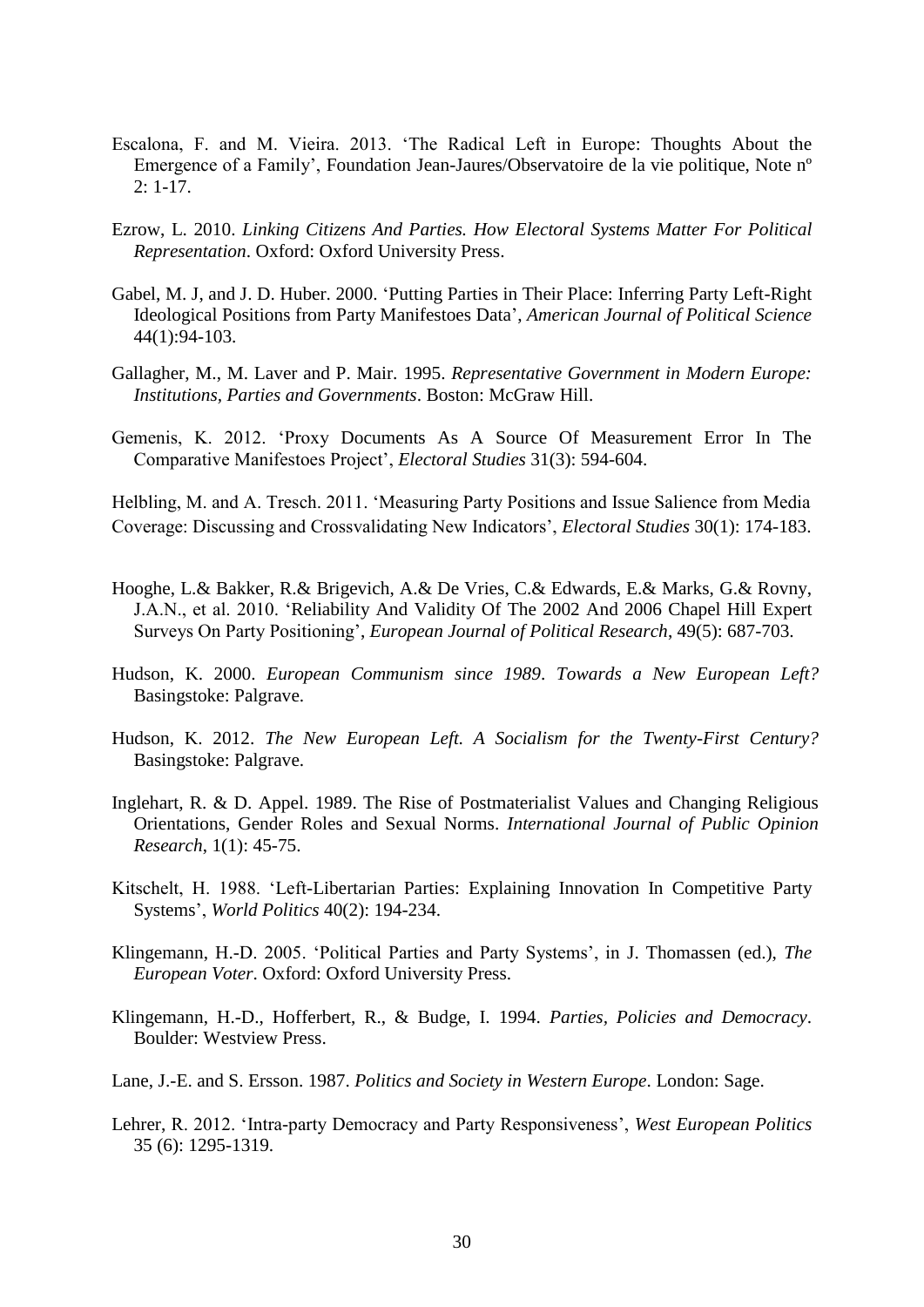Escalona, F. and M. Vieira. 2013. 'The Radical Left in Europe: Thoughts About the Emergence of a Family', Foundation Jean-Jaures/Observatoire de la vie politique, Note nº 2: 1-17.

Ezrow, L. 2010. *Linking Citizens And Parties. How Electoral Systems Matter For Political Representation*. Oxford: Oxford University Press.

Gabel, M. J, and J. D. Huber. 2000. 'Putting Parties in Their Place: Inferring Party Left-Right Ideological Positions from Party Manifestoes Data', *American Journal of Political Science* 44(1):94-103.

Gallagher, M., M. Laver and P. Mair. 1995. *Representative Government in Modern Europe: Institutions, Parties and Governments*. Boston: McGraw Hill.

Gemenis, K. 2012. 'Proxy Documents As A Source Of Measurement Error In The Comparative Manifestoes Project', *Electoral Studies* 31(3): 594-604.

Helbling, M. and A. Tresch. 2011. 'Measuring Party Positions and Issue Salience from Media Coverage: Discussing and Crossvalidating New Indicators', *Electoral Studies* 30(1): 174-183.

Hooghe, L.& Bakker, R.& Brigevich, A.& De Vries, C.& Edwards, E.& Marks, G.& Rovny, J.A.N., et al. 2010. 'Reliability And Validity Of The 2002 And 2006 Chapel Hill Expert Surveys On Party Positioning', *European Journal of Political Research*, 49(5): 687-703.

Hudson, K. 2000. *European Communism since 1989. Towards a New European Left?* Basingstoke: Palgrave.

Hudson, K. 2012. *The New European Left. A Socialism for the Twenty-First Century?* Basingstoke: Palgrave.

Inglehart, R. & D. Appel. 1989. The Rise of Postmaterialist Values and Changing Religious Orientations, Gender Roles and Sexual Norms. *International Journal of Public Opinion Research*, 1(1): 45-75.

Kitschelt, H. 1988. 'Left-Libertarian Parties: Explaining Innovation In Competitive Party Systems', *World Politics* 40(2): 194-234.

Klingemann, H.-D. 2005. 'Political Parties and Party Systems', in J. Thomassen (ed.), *The European Voter*. Oxford: Oxford University Press.

Klingemann, H.-D., Hofferbert, R., & Budge, I. 1994. *Parties, Policies and Democracy*. Boulder: Westview Press.

Lane, J.-E. and S. Ersson. 1987. *Politics and Society in Western Europe*. London: Sage.

Lehrer, R. 2012. 'Intra-party Democracy and Party Responsiveness', *West European Politics* 35 (6): 1295-1319.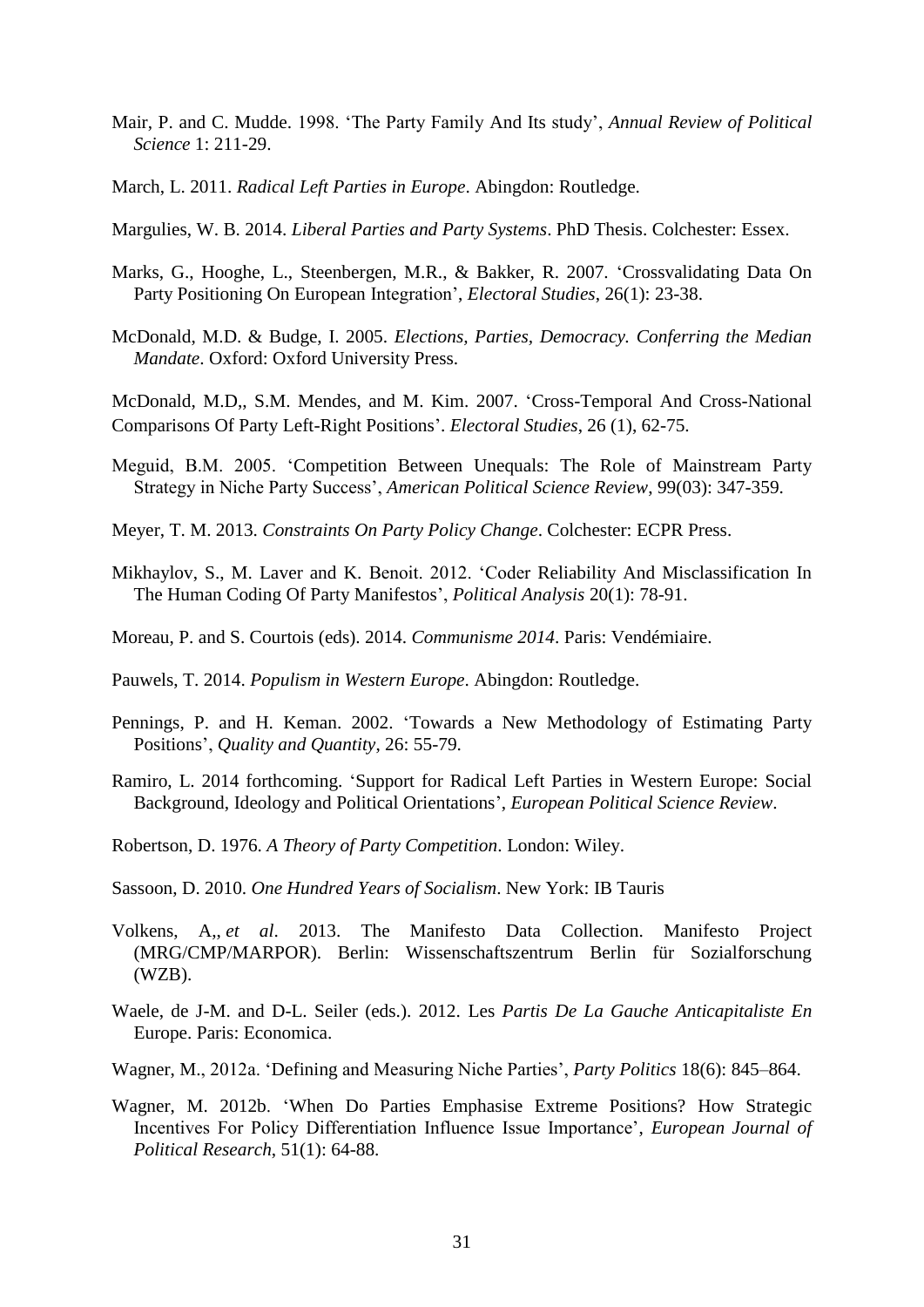Mair, P. and C. Mudde. 1998. 'The Party Family And Its study', *Annual Review of Political Science* 1: 211-29.

March, L. 2011. *Radical Left Parties in Europe*. Abingdon: Routledge.

Margulies, W. B. 2014. *Liberal Parties and Party Systems*. PhD Thesis. Colchester: Essex.

Marks, G., Hooghe, L., Steenbergen, M.R., & Bakker, R. 2007. 'Crossvalidating Data On Party Positioning On European Integration', *Electoral Studies*, 26(1): 23-38.

McDonald, M.D. & Budge, I. 2005. *Elections, Parties, Democracy. Conferring the Median Mandate*. Oxford: Oxford University Press.

McDonald, M.D,, S.M. Mendes, and M. Kim. 2007. 'Cross-Temporal And Cross-National Comparisons Of Party Left-Right Positions'. *Electoral Studies*, 26 (1), 62-75.

Meguid, B.M. 2005. 'Competition Between Unequals: The Role of Mainstream Party Strategy in Niche Party Success', *American Political Science Review*, 99(03): 347-359.

Meyer, T. M. 2013. *Constraints On Party Policy Change*. Colchester: ECPR Press.

Mikhaylov, S., M. Laver and K. Benoit. 2012. 'Coder Reliability And Misclassification In The Human Coding Of Party Manifestos', *Political Analysis* 20(1): 78-91.

Moreau, P. and S. Courtois (eds). 2014. *Communisme 2014*. Paris: Vendémiaire.

Pauwels, T. 2014. *Populism in Western Europe*. Abingdon: Routledge.

Pennings, P. and H. Keman. 2002. 'Towards a New Methodology of Estimating Party Positions', *Quality and Quantity*, 26: 55-79.

Ramiro, L. 2014 forthcoming. 'Support for Radical Left Parties in Western Europe: Social Background, Ideology and Political Orientations', *European Political Science Review*.

Robertson, D. 1976. *A Theory of Party Competition*. London: Wiley.

Sassoon, D. 2010. *One Hundred Years of Socialism*. New York: IB Tauris

Volkens, A,, *et al*. 2013. The Manifesto Data Collection. Manifesto Project (MRG/CMP/MARPOR). Berlin: Wissenschaftszentrum Berlin für Sozialforschung (WZB).

Waele, de J-M. and D-L. Seiler (eds.). 2012. Les *Partis De La Gauche Anticapitaliste En* Europe. Paris: Economica.

Wagner, M., 2012a. 'Defining and Measuring Niche Parties', *Party Politics* 18(6): 845–864.

Wagner, M. 2012b. 'When Do Parties Emphasise Extreme Positions? How Strategic Incentives For Policy Differentiation Influence Issue Importance', *European Journal of Political Research*, 51(1): 64-88.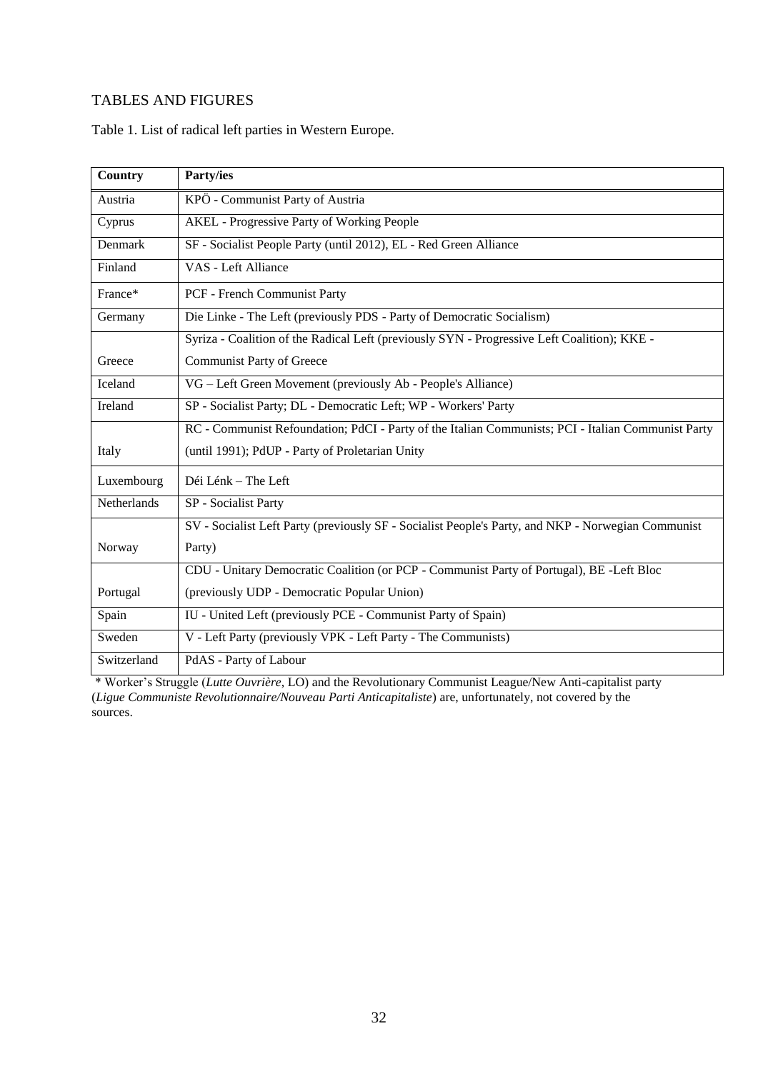## TABLES AND FIGURES

Table 1. List of radical left parties in Western Europe.

| Country | Party/ies |
|---|---|
| Austria | KPÖ - Communist Party of Austria |
| Cyprus | AKEL - Progressive Party of Working People |
| Denmark | SF - Socialist People Party (until 2012), EL - Red Green Alliance |
| Finland | VAS - Left Alliance |
| France* | PCF - French Communist Party |
| Germany | Die Linke - The Left (previously PDS - Party of Democratic Socialism) |
| Greece | Syriza - Coalition of the Radical Left (previously SYN - Progressive Left Coalition); KKE - Communist Party of Greece |
| Iceland | VG – Left Green Movement (previously Ab - People's Alliance) |
| Ireland | SP - Socialist Party; DL - Democratic Left; WP - Workers' Party |
| Italy | RC - Communist Refoundation; PdCI - Party of the Italian Communists; PCI - Italian Communist Party (until 1991); PdUP - Party of Proletarian Unity |
| Luxembourg | Déi Lénk – The Left |
| Netherlands | SP - Socialist Party |
| Norway | SV - Socialist Left Party (previously SF - Socialist People's Party, and NKP - Norwegian Communist Party) |
| Portugal | CDU - Unitary Democratic Coalition (or PCP - Communist Party of Portugal), BE -Left Bloc (previously UDP - Democratic Popular Union) |
| Spain | IU - United Left (previously PCE - Communist Party of Spain) |
| Sweden | V - Left Party (previously VPK - Left Party - The Communists) |
| Switzerland | PdAS - Party of Labour |

\* Worker's Struggle (*Lutte Ouvrière*, LO) and the Revolutionary Communist League/New Anti-capitalist party (*Ligue Communiste Revolutionnaire/Nouveau Parti Anticapitaliste*) are, unfortunately, not covered by the sources.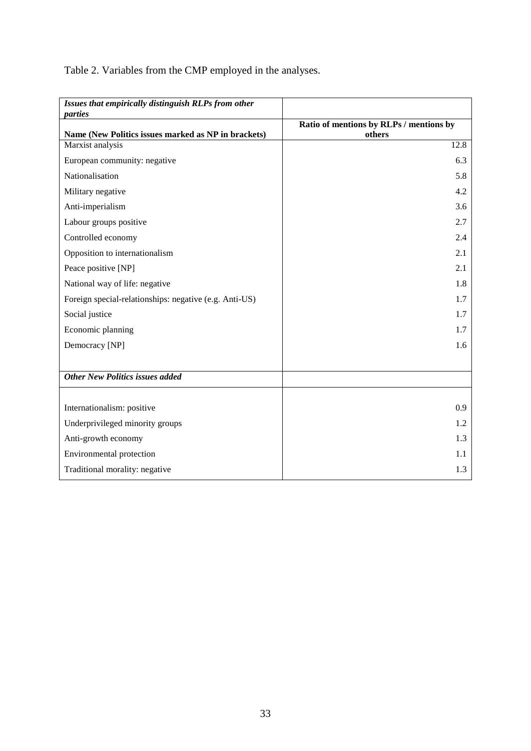Table 2. Variables from the CMP employed in the analyses.

| ***Issues that empirically distinguish RLPs from other parties*** | |
|---|---|
| **Name (New Politics issues marked as NP in brackets)** | **Ratio of mentions by RLPs / mentions by others** |
| Marxist analysis | 12.8 |
| European community: negative | 6.3 |
| Nationalisation | 5.8 |
| Military negative | 4.2 |
| Anti-imperialism | 3.6 |
| Labour groups positive | 2.7 |
| Controlled economy | 2.4 |
| Opposition to internationalism | 2.1 |
| Peace positive [NP] | 2.1 |
| National way of life: negative | 1.8 |
| Foreign special-relationships: negative (e.g. Anti-US) | 1.7 |
| Social justice | 1.7 |
| Economic planning | 1.7 |
| Democracy [NP] | 1.6 |
| ***Other New Politics issues added*** | |
| Internationalism: positive | 0.9 |
| Underprivileged minority groups | 1.2 |
| Anti-growth economy | 1.3 |
| Environmental protection | 1.1 |
| Traditional morality: negative | 1.3 |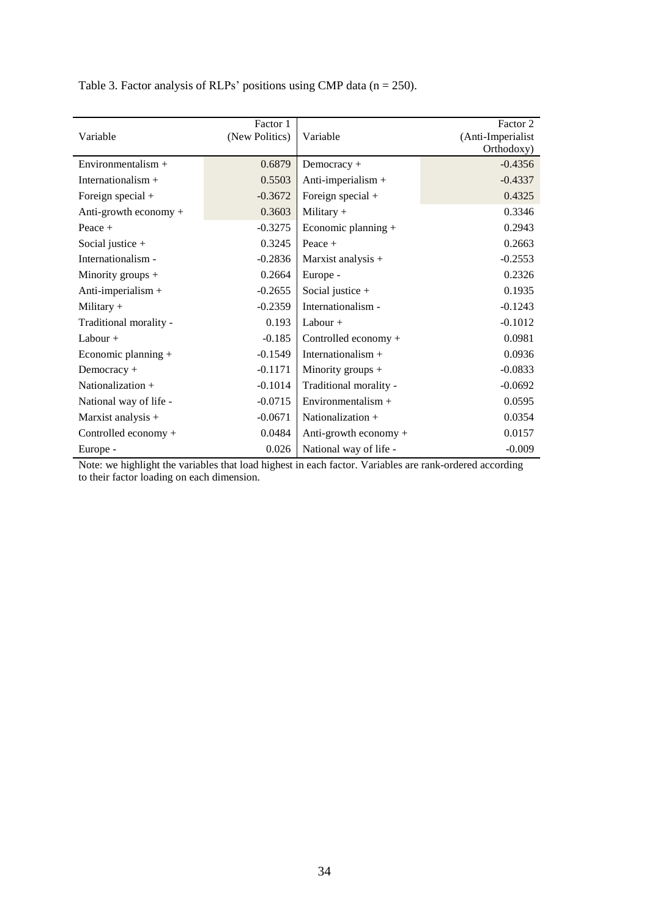Table 3. Factor analysis of RLPs' positions using CMP data (n = 250).

| Variable | Factor 1 (New Politics) | Variable | Factor 2 (Anti-Imperialist Orthodoxy) |
|---|---|---|---|
| Environmentalism + | 0.6879 | Democracy + | -0.4356 |
| Internationalism + | 0.5503 | Anti-imperialism + | -0.4337 |
| Foreign special + | -0.3672 | Foreign special + | 0.4325 |
| Anti-growth economy + | 0.3603 | Military + | 0.3346 |
| Peace + | -0.3275 | Economic planning + | 0.2943 |
| Social justice + | 0.3245 | Peace + | 0.2663 |
| Internationalism - | -0.2836 | Marxist analysis + | -0.2553 |
| Minority groups + | 0.2664 | Europe - | 0.2326 |
| Anti-imperialism + | -0.2655 | Social justice + | 0.1935 |
| Military + | -0.2359 | Internationalism - | -0.1243 |
| Traditional morality - | 0.193 | Labour + | -0.1012 |
| Labour + | -0.185 | Controlled economy + | 0.0981 |
| Economic planning + | -0.1549 | Internationalism + | 0.0936 |
| Democracy + | -0.1171 | Minority groups + | -0.0833 |
| Nationalization + | -0.1014 | Traditional morality - | -0.0692 |
| National way of life - | -0.0715 | Environmentalism + | 0.0595 |
| Marxist analysis + | -0.0671 | Nationalization + | 0.0354 |
| Controlled economy + | 0.0484 | Anti-growth economy + | 0.0157 |
| Europe - | 0.026 | National way of life - | -0.009 |

Note: we highlight the variables that load highest in each factor. Variables are rank-ordered according to their factor loading on each dimension.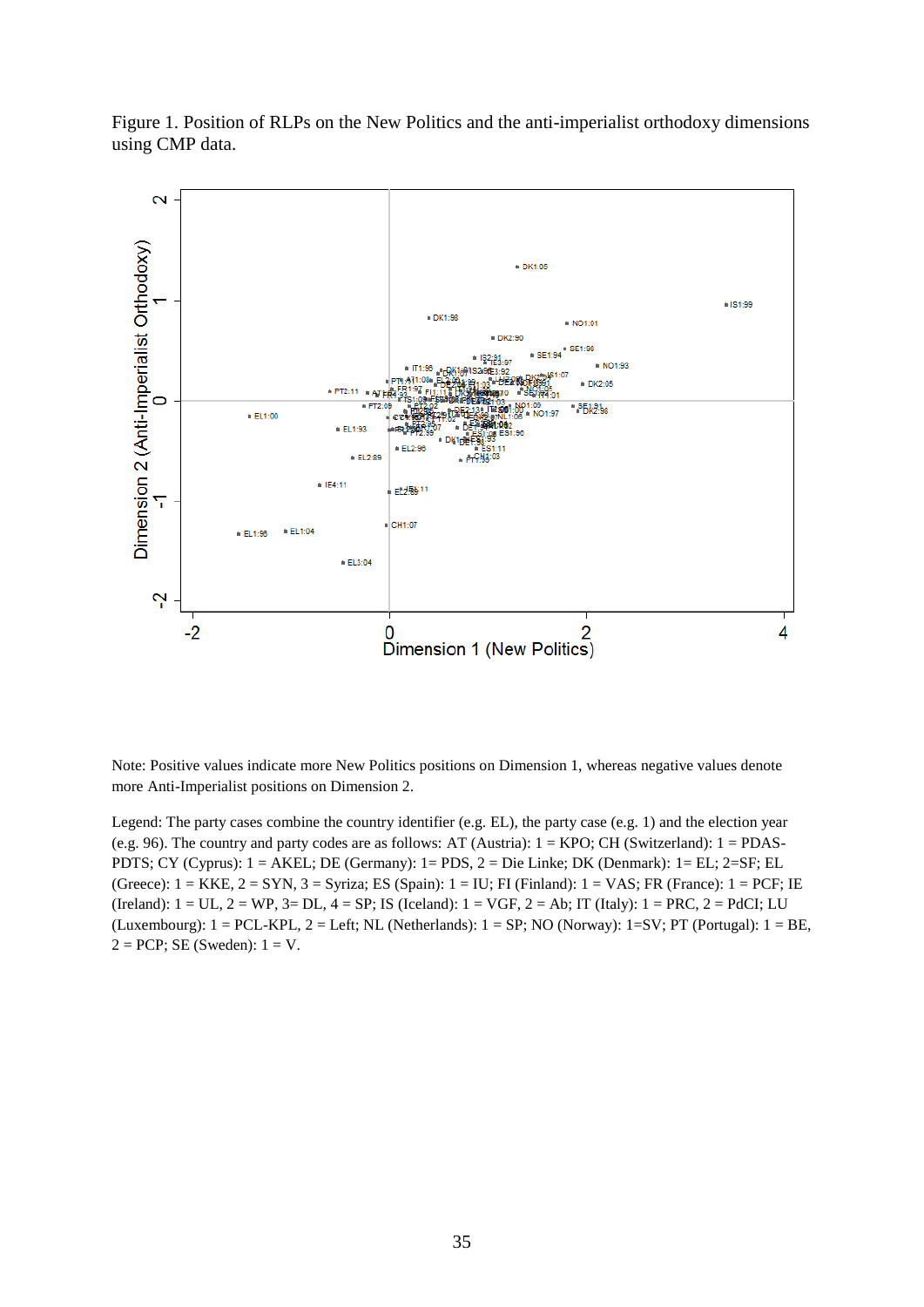Figure 1. Position of RLPs on the New Politics and the anti-imperialist orthodoxy dimensions using CMP data.

Note: Positive values indicate more New Politics positions on Dimension 1, whereas negative values denote more Anti-Imperialist positions on Dimension 2.

Legend: The party cases combine the country identifier (e.g. EL), the party case (e.g. 1) and the election year (e.g. 96). The country and party codes are as follows: AT (Austria): 1 = KPO; CH (Switzerland): 1 = PDAS-PDTS; CY (Cyprus): 1 = AKEL; DE (Germany): 1= PDS, 2 = Die Linke; DK (Denmark): 1= EL; 2=SF; EL (Greece): 1 = KKE, 2 = SYN, 3 = Syriza; ES (Spain): 1 = IU; FI (Finland): 1 = VAS; FR (France): 1 = PCF; IE (Ireland): 1 = UL, 2 = WP, 3= DL, 4 = SP; IS (Iceland): 1 = VGF, 2 = Ab; IT (Italy): 1 = PRC, 2 = PdCI; LU (Luxembourg): 1 = PCL-KPL, 2 = Left; NL (Netherlands): 1 = SP; NO (Norway): 1=SV; PT (Portugal): 1 = BE, 2 = PCP; SE (Sweden): 1 = V.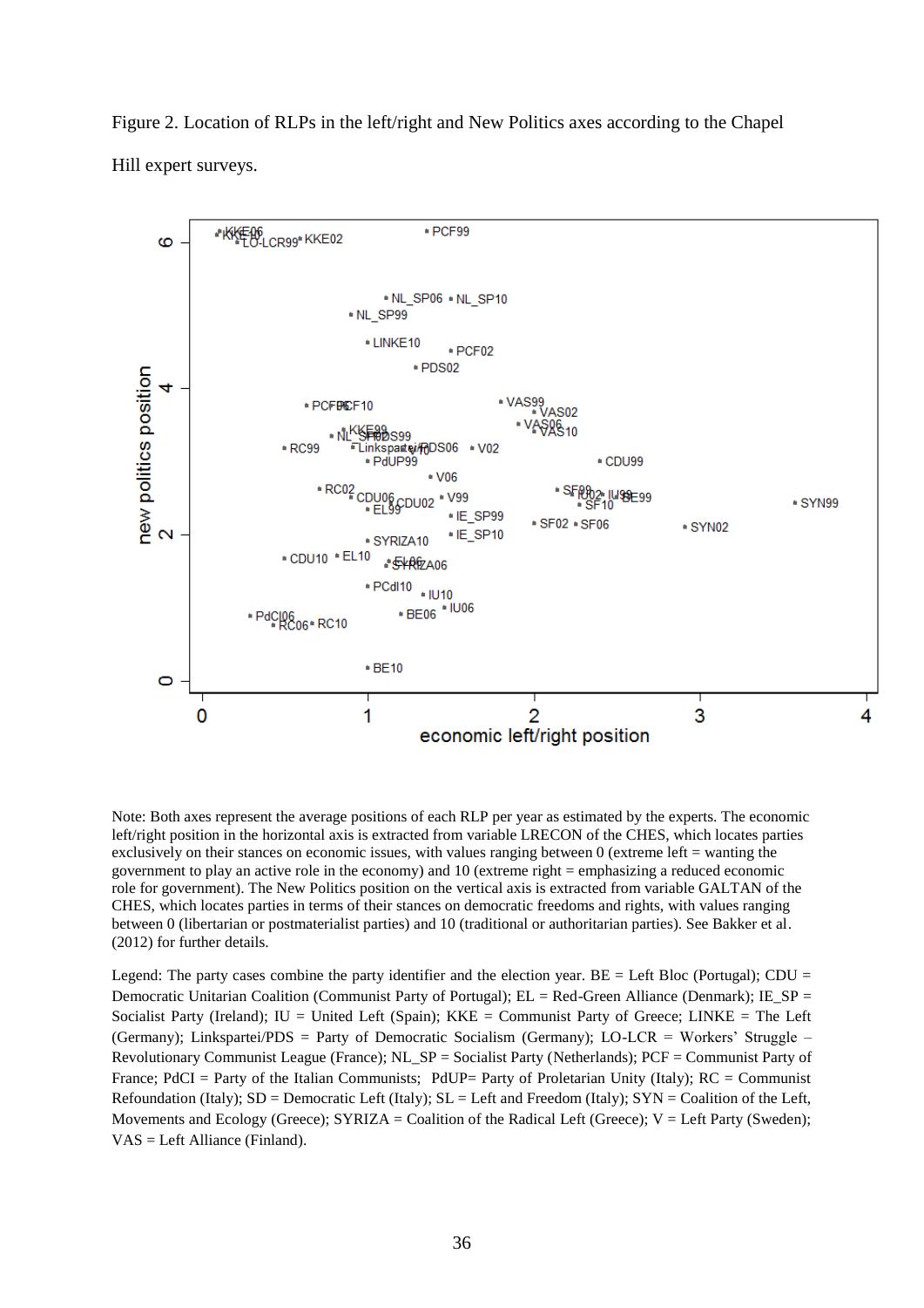Figure 2. Location of RLPs in the left/right and New Politics axes according to the Chapel Hill expert surveys.

Note: Both axes represent the average positions of each RLP per year as estimated by the experts. The economic left/right position in the horizontal axis is extracted from variable LRECON of the CHES, which locates parties exclusively on their stances on economic issues, with values ranging between 0 (extreme left = wanting the government to play an active role in the economy) and 10 (extreme right = emphasizing a reduced economic role for government). The New Politics position on the vertical axis is extracted from variable GALTAN of the CHES, which locates parties in terms of their stances on democratic freedoms and rights, with values ranging between 0 (libertarian or postmaterialist parties) and 10 (traditional or authoritarian parties). See Bakker et al. (2012) for further details.

Legend: The party cases combine the party identifier and the election year. BE = Left Bloc (Portugal); CDU = Democratic Unitarian Coalition (Communist Party of Portugal); EL = Red-Green Alliance (Denmark); IE_SP = Socialist Party (Ireland); IU = United Left (Spain); KKE = Communist Party of Greece; LINKE = The Left (Germany); Linkspartei/PDS = Party of Democratic Socialism (Germany); LO-LCR = Workers' Struggle – Revolutionary Communist League (France); NL_SP = Socialist Party (Netherlands); PCF = Communist Party of France; PdCI = Party of the Italian Communists; PdUP= Party of Proletarian Unity (Italy); RC = Communist Refoundation (Italy); SD = Democratic Left (Italy); SL = Left and Freedom (Italy); SYN = Coalition of the Left, Movements and Ecology (Greece); SYRIZA = Coalition of the Radical Left (Greece); V = Left Party (Sweden); VAS = Left Alliance (Finland).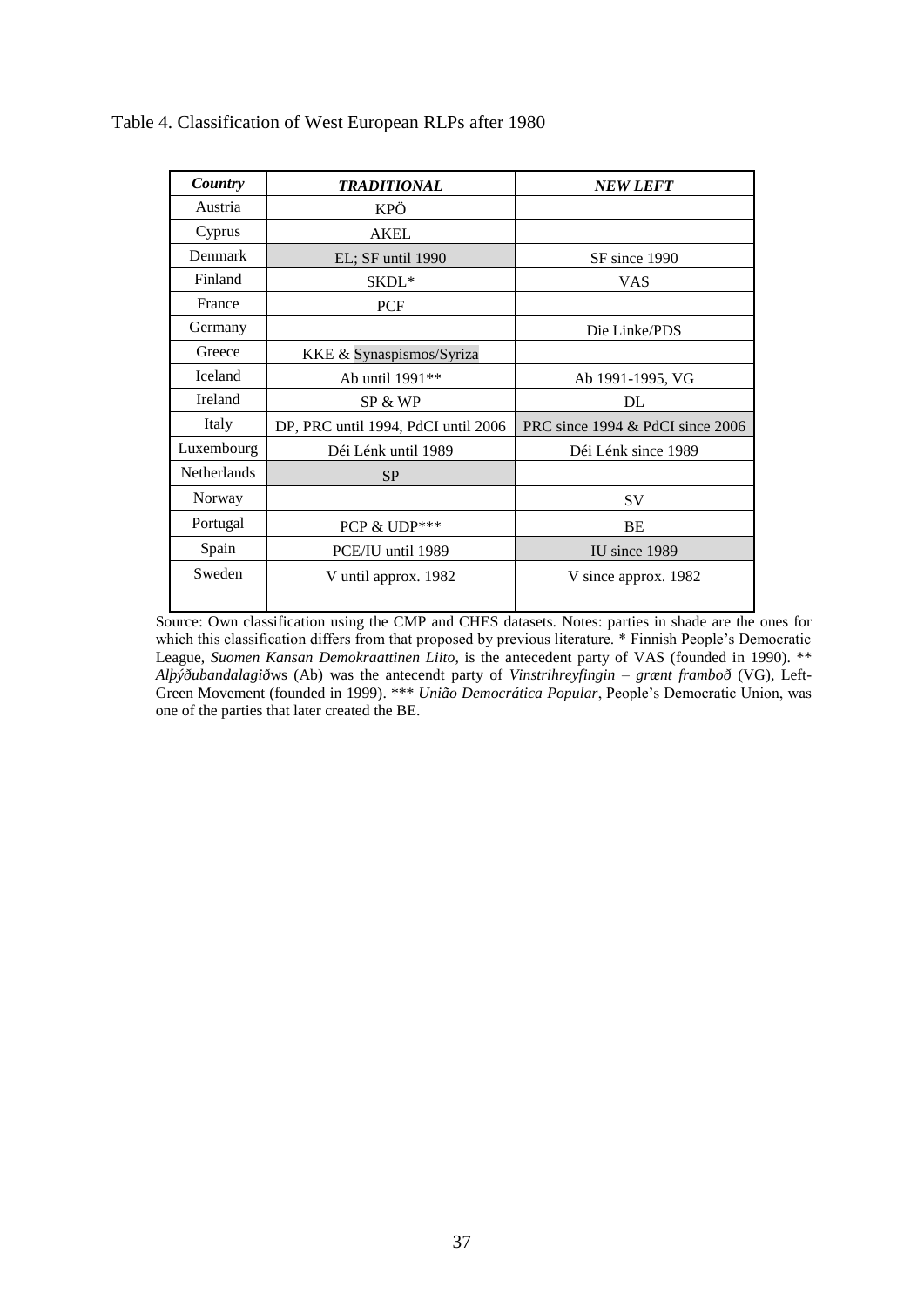Table 4. Classification of West European RLPs after 1980

| ***Country*** | ***TRADITIONAL*** | ***NEW LEFT*** |
|---|---|---|
| Austria | KPÖ | |
| Cyprus | AKEL | |
| Denmark | EL; SF until 1990 | SF since 1990 |
| Finland | SKDL* | VAS |
| France | PCF | |
| Germany | | Die Linke/PDS |
| Greece | KKE & Synaspismos/Syriza | |
| Iceland | Ab until 1991** | Ab 1991-1995, VG |
| Ireland | SP & WP | DL |
| Italy | DP, PRC until 1994, PdCI until 2006 | PRC since 1994 & PdCI since 2006 |
| Luxembourg | Déi Lénk until 1989 | Déi Lénk since 1989 |
| Netherlands | SP | |
| Norway | | SV |
| Portugal | PCP & UDP*** | BE |
| Spain | PCE/IU until 1989 | IU since 1989 |
| Sweden | V until approx. 1982 | V since approx. 1982 |
| | | |

Source: Own classification using the CMP and CHES datasets. Notes: parties in shade are the ones for which this classification differs from that proposed by previous literature. * Finnish People's Democratic League, *Suomen Kansan Demokraattinen Liito,* is the antecedent party of VAS (founded in 1990). ** *Alþýðubandalagið*ws (Ab) was the antecendt party of *Vinstrihreyfingin – grænt framboð* (VG), Left-Green Movement (founded in 1999). *** *União Democrática Popular*, People's Democratic Union, was one of the parties that later created the BE.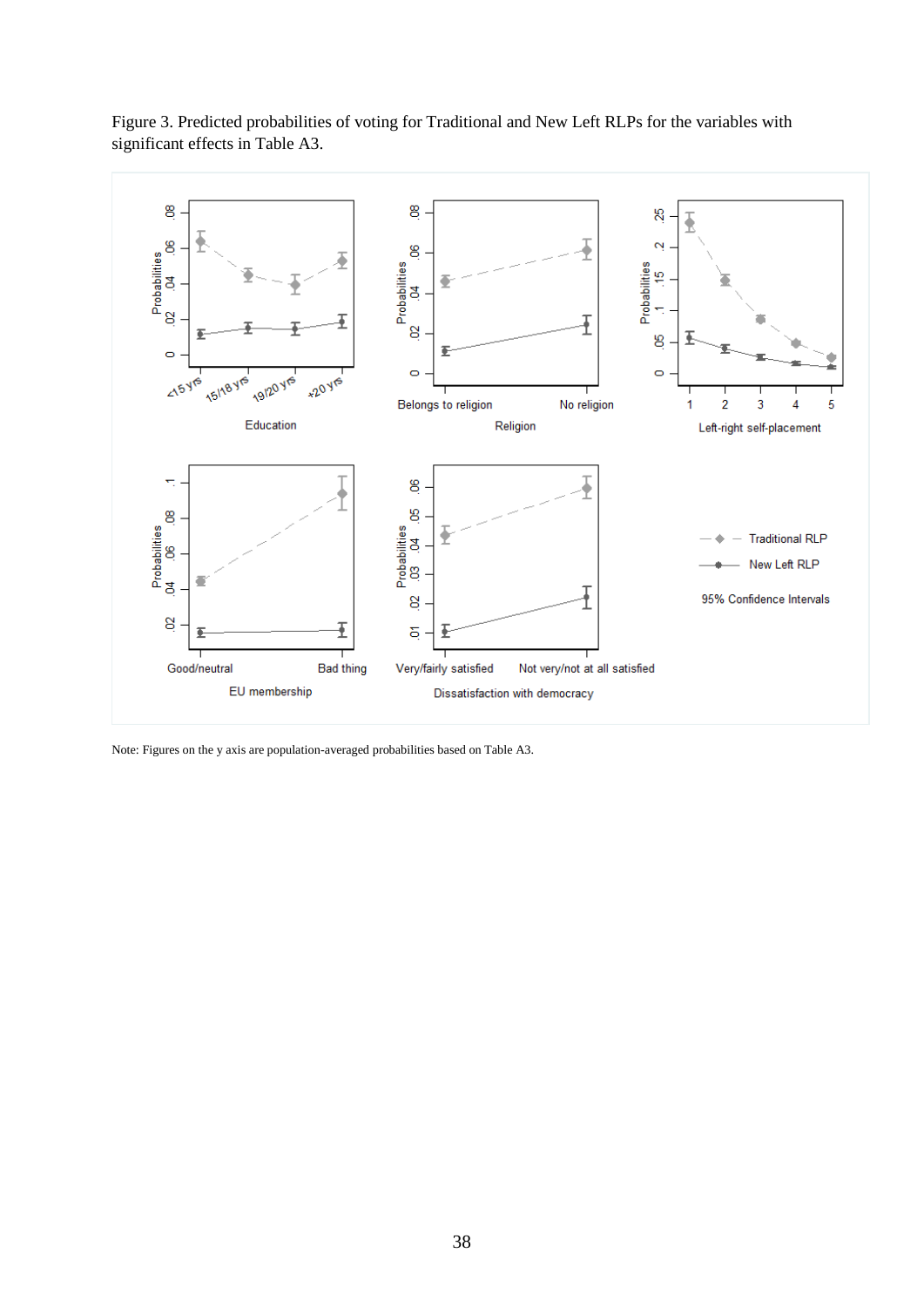Figure 3. Predicted probabilities of voting for Traditional and New Left RLPs for the variables with significant effects in Table A3.

Note: Figures on the y axis are population-averaged probabilities based on Table A3.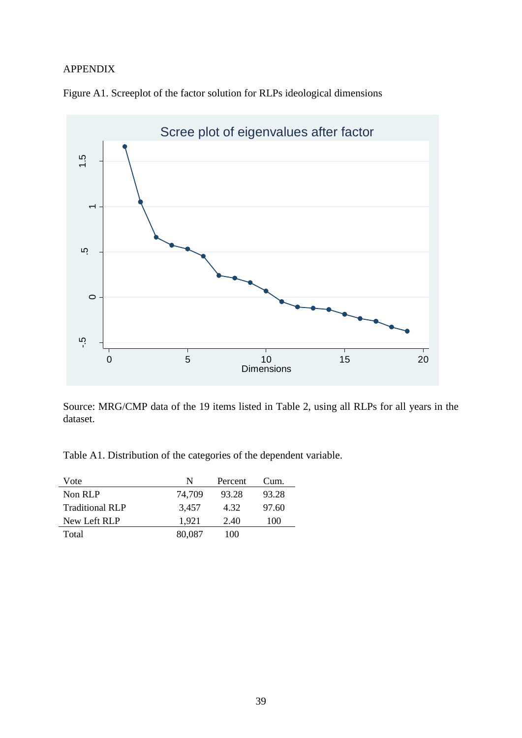APPENDIX

Figure A1. Screeplot of the factor solution for RLPs ideological dimensions

Source: MRG/CMP data of the 19 items listed in Table 2, using all RLPs for all years in the dataset.

Table A1. Distribution of the categories of the dependent variable.

| Vote | N | Percent | Cum. |
|---|---|---|---|
| Non RLP | 74,709 | 93.28 | 93.28 |
| Traditional RLP | 3,457 | 4.32 | 97.60 |
| New Left RLP | 1,921 | 2.40 | 100 |
| Total | 80,087 | 100 | |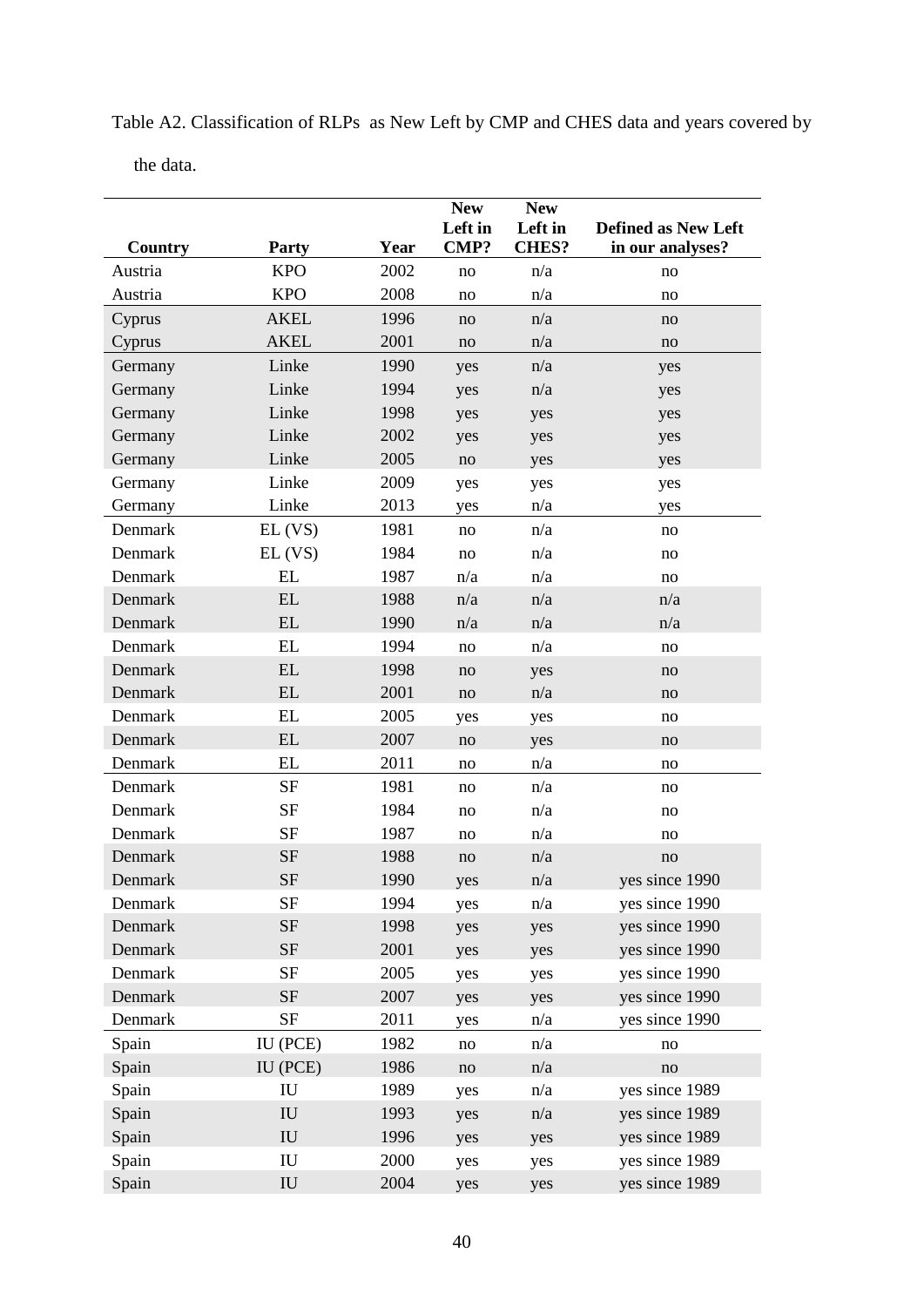Table A2. Classification of RLPs as New Left by CMP and CHES data and years covered by the data.

| Country | Party | Year | New Left in CMP? | New Left in CHES? | Defined as New Left in our analyses? |
|---|---|---|---|---|---|
| Austria | KPO | 2002 | no | n/a | no |
| Austria | KPO | 2008 | no | n/a | no |
| Cyprus | AKEL | 1996 | no | n/a | no |
| Cyprus | AKEL | 2001 | no | n/a | no |
| Germany | Linke | 1990 | yes | n/a | yes |
| Germany | Linke | 1994 | yes | n/a | yes |
| Germany | Linke | 1998 | yes | yes | yes |
| Germany | Linke | 2002 | yes | yes | yes |
| Germany | Linke | 2005 | no | yes | yes |
| Germany | Linke | 2009 | yes | yes | yes |
| Germany | Linke | 2013 | yes | n/a | yes |
| Denmark | EL (VS) | 1981 | no | n/a | no |
| Denmark | EL (VS) | 1984 | no | n/a | no |
| Denmark | EL | 1987 | n/a | n/a | no |
| Denmark | EL | 1988 | n/a | n/a | n/a |
| Denmark | EL | 1990 | n/a | n/a | n/a |
| Denmark | EL | 1994 | no | n/a | no |
| Denmark | EL | 1998 | no | yes | no |
| Denmark | EL | 2001 | no | n/a | no |
| Denmark | EL | 2005 | yes | yes | no |
| Denmark | EL | 2007 | no | yes | no |
| Denmark | EL | 2011 | no | n/a | no |
| Denmark | SF | 1981 | no | n/a | no |
| Denmark | SF | 1984 | no | n/a | no |
| Denmark | SF | 1987 | no | n/a | no |
| Denmark | SF | 1988 | no | n/a | no |
| Denmark | SF | 1990 | yes | n/a | yes since 1990 |
| Denmark | SF | 1994 | yes | n/a | yes since 1990 |
| Denmark | SF | 1998 | yes | yes | yes since 1990 |
| Denmark | SF | 2001 | yes | yes | yes since 1990 |
| Denmark | SF | 2005 | yes | yes | yes since 1990 |
| Denmark | SF | 2007 | yes | yes | yes since 1990 |
| Denmark | SF | 2011 | yes | n/a | yes since 1990 |
| Spain | IU (PCE) | 1982 | no | n/a | no |
| Spain | IU (PCE) | 1986 | no | n/a | no |
| Spain | IU | 1989 | yes | n/a | yes since 1989 |
| Spain | IU | 1993 | yes | n/a | yes since 1989 |
| Spain | IU | 1996 | yes | yes | yes since 1989 |
| Spain | IU | 2000 | yes | yes | yes since 1989 |
| Spain | IU | 2004 | yes | yes | yes since 1989 |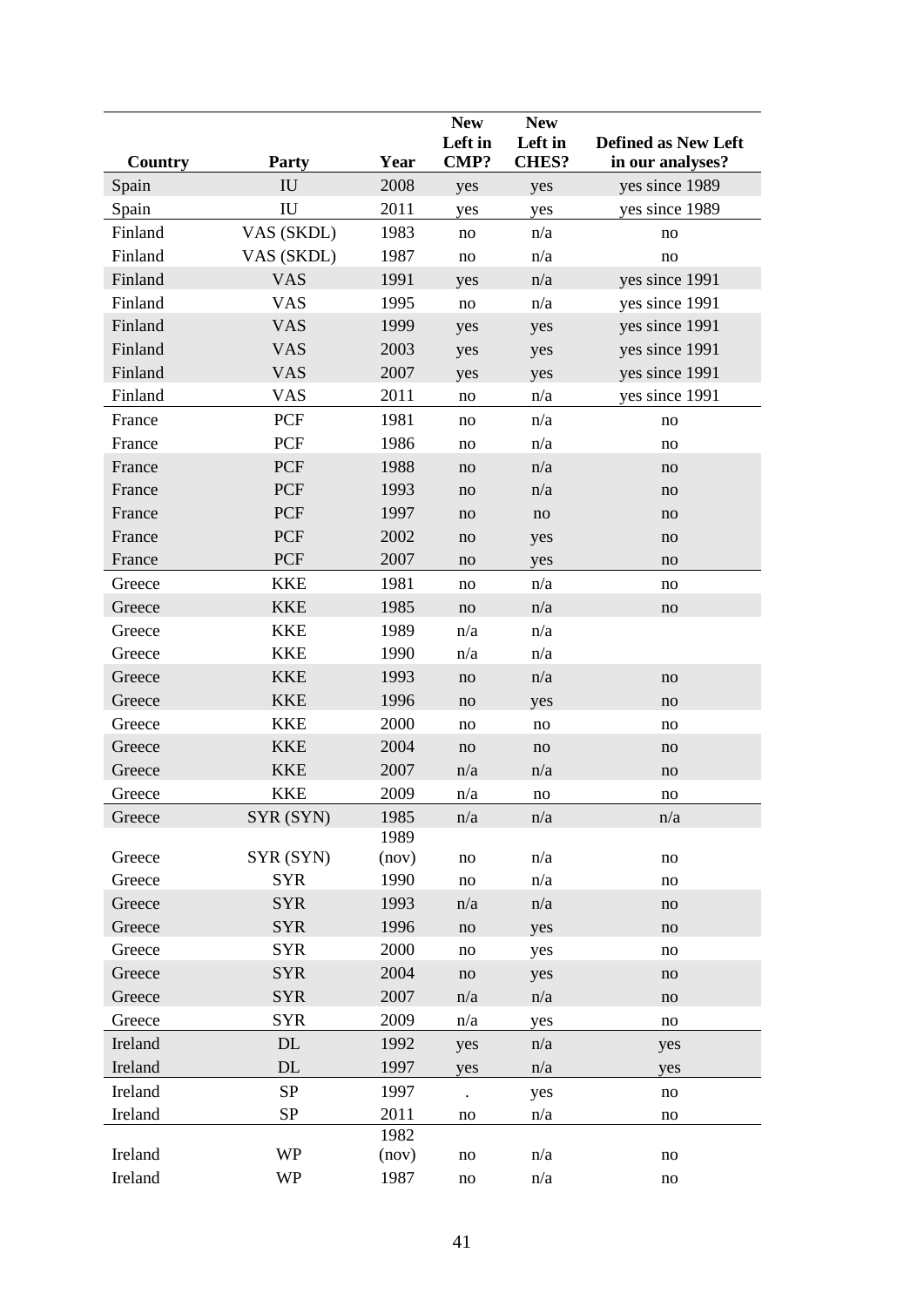| Country | Party | Year | New Left in CMP? | New Left in CHES? | Defined as New Left in our analyses? |
|---|---|---|---|---|---|
| Spain | IU | 2008 | yes | yes | yes since 1989 |
| Spain | IU | 2011 | yes | yes | yes since 1989 |
| Finland | VAS (SKDL) | 1983 | no | n/a | no |
| Finland | VAS (SKDL) | 1987 | no | n/a | no |
| Finland | VAS | 1991 | yes | n/a | yes since 1991 |
| Finland | VAS | 1995 | no | n/a | yes since 1991 |
| Finland | VAS | 1999 | yes | yes | yes since 1991 |
| Finland | VAS | 2003 | yes | yes | yes since 1991 |
| Finland | VAS | 2007 | yes | yes | yes since 1991 |
| Finland | VAS | 2011 | no | n/a | yes since 1991 |
| France | PCF | 1981 | no | n/a | no |
| France | PCF | 1986 | no | n/a | no |
| France | PCF | 1988 | no | n/a | no |
| France | PCF | 1993 | no | n/a | no |
| France | PCF | 1997 | no | no | no |
| France | PCF | 2002 | no | yes | no |
| France | PCF | 2007 | no | yes | no |
| Greece | KKE | 1981 | no | n/a | no |
| Greece | KKE | 1985 | no | n/a | no |
| Greece | KKE | 1989 | n/a | n/a | |
| Greece | KKE | 1990 | n/a | n/a | |
| Greece | KKE | 1993 | no | n/a | no |
| Greece | KKE | 1996 | no | yes | no |
| Greece | KKE | 2000 | no | no | no |
| Greece | KKE | 2004 | no | no | no |
| Greece | KKE | 2007 | n/a | n/a | no |
| Greece | KKE | 2009 | n/a | no | no |
| Greece | SYR (SYN) | 1985 | n/a | n/a | n/a |
| Greece | SYR (SYN) | 1989 (nov) | no | n/a | no |
| Greece | SYR | 1990 | no | n/a | no |
| Greece | SYR | 1993 | n/a | n/a | no |
| Greece | SYR | 1996 | no | yes | no |
| Greece | SYR | 2000 | no | yes | no |
| Greece | SYR | 2004 | no | yes | no |
| Greece | SYR | 2007 | n/a | n/a | no |
| Greece | SYR | 2009 | n/a | yes | no |
| Ireland | DL | 1992 | yes | n/a | yes |
| Ireland | DL | 1997 | yes | n/a | yes |
| Ireland | SP | 1997 | . | yes | no |
| Ireland | SP | 2011 | no | n/a | no |
| Ireland | WP | 1982 (nov) | no | n/a | no |
| Ireland | WP | 1987 | no | n/a | no |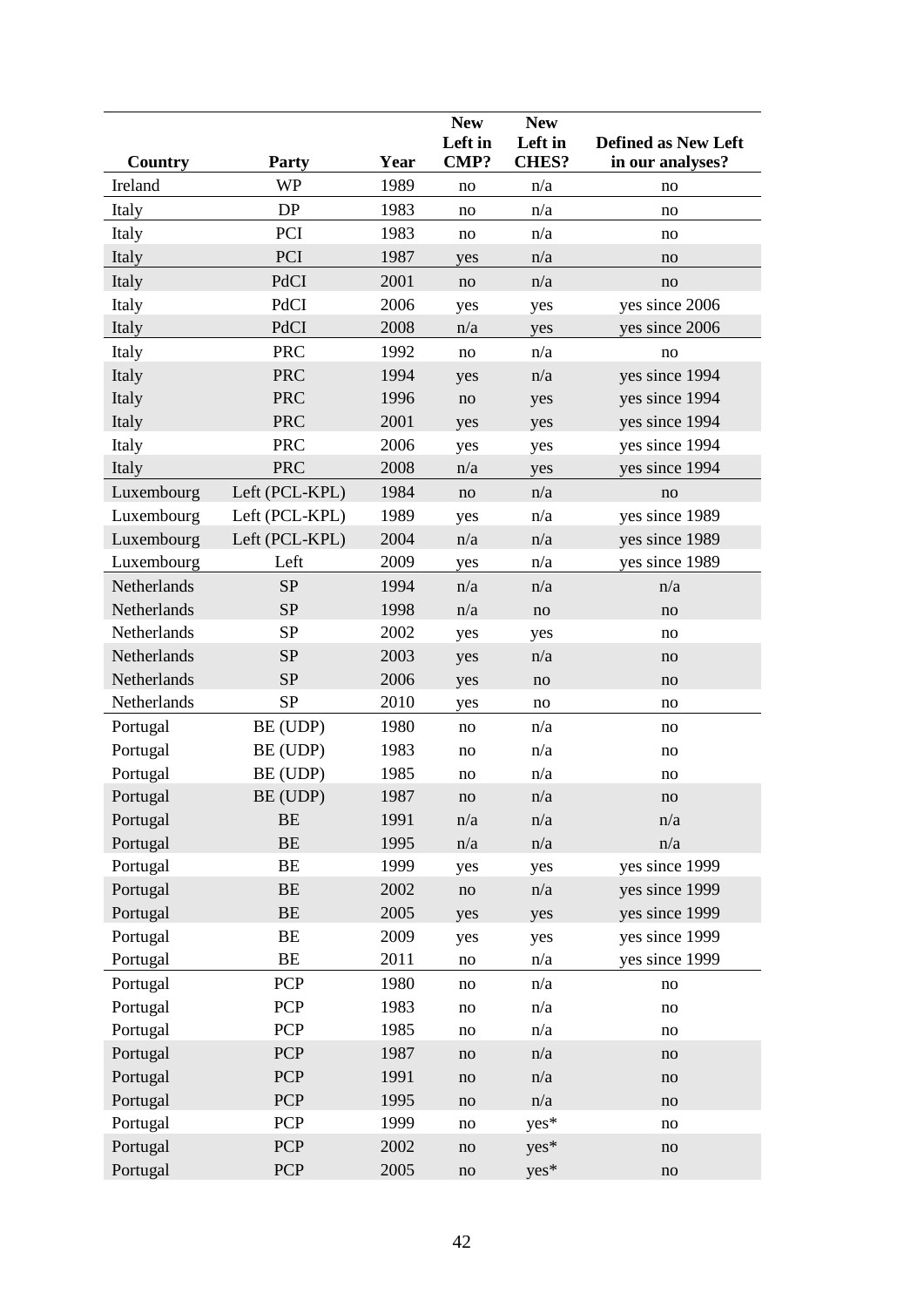| Country | Party | Year | New Left in CMP? | New Left in CHES? | Defined as New Left in our analyses? |
|---|---|---|---|---|---|
| Ireland | WP | 1989 | no | n/a | no |
| Italy | DP | 1983 | no | n/a | no |
| Italy | PCI | 1983 | no | n/a | no |
| Italy | PCI | 1987 | yes | n/a | no |
| Italy | PdCI | 2001 | no | n/a | no |
| Italy | PdCI | 2006 | yes | yes | yes since 2006 |
| Italy | PdCI | 2008 | n/a | yes | yes since 2006 |
| Italy | PRC | 1992 | no | n/a | no |
| Italy | PRC | 1994 | yes | n/a | yes since 1994 |
| Italy | PRC | 1996 | no | yes | yes since 1994 |
| Italy | PRC | 2001 | yes | yes | yes since 1994 |
| Italy | PRC | 2006 | yes | yes | yes since 1994 |
| Italy | PRC | 2008 | n/a | yes | yes since 1994 |
| Luxembourg | Left (PCL-KPL) | 1984 | no | n/a | no |
| Luxembourg | Left (PCL-KPL) | 1989 | yes | n/a | yes since 1989 |
| Luxembourg | Left (PCL-KPL) | 2004 | n/a | n/a | yes since 1989 |
| Luxembourg | Left | 2009 | yes | n/a | yes since 1989 |
| Netherlands | SP | 1994 | n/a | n/a | n/a |
| Netherlands | SP | 1998 | n/a | no | no |
| Netherlands | SP | 2002 | yes | yes | no |
| Netherlands | SP | 2003 | yes | n/a | no |
| Netherlands | SP | 2006 | yes | no | no |
| Netherlands | SP | 2010 | yes | no | no |
| Portugal | BE (UDP) | 1980 | no | n/a | no |
| Portugal | BE (UDP) | 1983 | no | n/a | no |
| Portugal | BE (UDP) | 1985 | no | n/a | no |
| Portugal | BE (UDP) | 1987 | no | n/a | no |
| Portugal | BE | 1991 | n/a | n/a | n/a |
| Portugal | BE | 1995 | n/a | n/a | n/a |
| Portugal | BE | 1999 | yes | yes | yes since 1999 |
| Portugal | BE | 2002 | no | n/a | yes since 1999 |
| Portugal | BE | 2005 | yes | yes | yes since 1999 |
| Portugal | BE | 2009 | yes | yes | yes since 1999 |
| Portugal | BE | 2011 | no | n/a | yes since 1999 |
| Portugal | PCP | 1980 | no | n/a | no |
| Portugal | PCP | 1983 | no | n/a | no |
| Portugal | PCP | 1985 | no | n/a | no |
| Portugal | PCP | 1987 | no | n/a | no |
| Portugal | PCP | 1991 | no | n/a | no |
| Portugal | PCP | 1995 | no | n/a | no |
| Portugal | PCP | 1999 | no | yes* | no |
| Portugal | PCP | 2002 | no | yes* | no |
| Portugal | PCP | 2005 | no | yes* | no |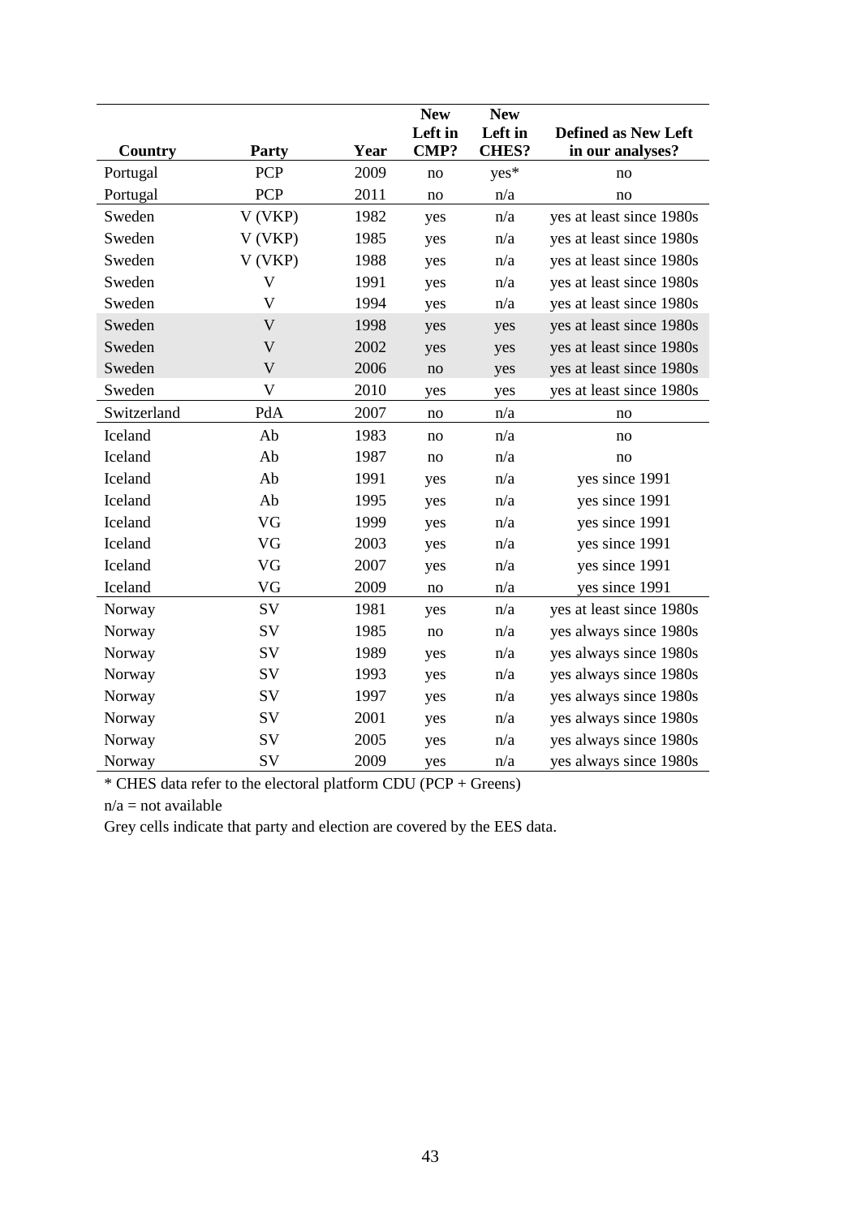| Country | Party | Year | New Left in CMP? | New Left in CHES? | Defined as New Left in our analyses? |
|---|---|---|---|---|---|
| Portugal | PCP | 2009 | no | yes* | no |
| Portugal | PCP | 2011 | no | n/a | no |
| Sweden | V (VKP) | 1982 | yes | n/a | yes at least since 1980s |
| Sweden | V (VKP) | 1985 | yes | n/a | yes at least since 1980s |
| Sweden | V (VKP) | 1988 | yes | n/a | yes at least since 1980s |
| Sweden | V | 1991 | yes | n/a | yes at least since 1980s |
| Sweden | V | 1994 | yes | n/a | yes at least since 1980s |
| Sweden | V | 1998 | yes | yes | yes at least since 1980s |
| Sweden | V | 2002 | yes | yes | yes at least since 1980s |
| Sweden | V | 2006 | no | yes | yes at least since 1980s |
| Sweden | V | 2010 | yes | yes | yes at least since 1980s |
| Switzerland | PdA | 2007 | no | n/a | no |
| Iceland | Ab | 1983 | no | n/a | no |
| Iceland | Ab | 1987 | no | n/a | no |
| Iceland | Ab | 1991 | yes | n/a | yes since 1991 |
| Iceland | Ab | 1995 | yes | n/a | yes since 1991 |
| Iceland | VG | 1999 | yes | n/a | yes since 1991 |
| Iceland | VG | 2003 | yes | n/a | yes since 1991 |
| Iceland | VG | 2007 | yes | n/a | yes since 1991 |
| Iceland | VG | 2009 | no | n/a | yes since 1991 |
| Norway | SV | 1981 | yes | n/a | yes at least since 1980s |
| Norway | SV | 1985 | no | n/a | yes always since 1980s |
| Norway | SV | 1989 | yes | n/a | yes always since 1980s |
| Norway | SV | 1993 | yes | n/a | yes always since 1980s |
| Norway | SV | 1997 | yes | n/a | yes always since 1980s |
| Norway | SV | 2001 | yes | n/a | yes always since 1980s |
| Norway | SV | 2005 | yes | n/a | yes always since 1980s |
| Norway | SV | 2009 | yes | n/a | yes always since 1980s |

* CHES data refer to the electoral platform CDU (PCP + Greens)

n/a = not available

Grey cells indicate that party and election are covered by the EES data.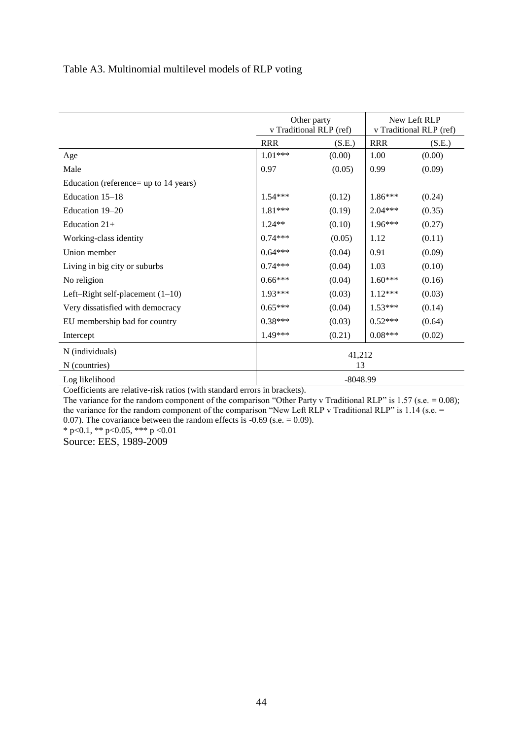Table A3. Multinomial multilevel models of RLP voting

| | Other party v Traditional RLP (ref) | | New Left RLP v Traditional RLP (ref) | |
|---|---|---|---|---|
| | RRR | (S.E.) | RRR | (S.E.) |
| Age | 1.01*** | (0.00) | 1.00 | (0.00) |
| Male | 0.97 | (0.05) | 0.99 | (0.09) |
| Education (reference= up to 14 years) | | | | |
| Education 15–18 | 1.54*** | (0.12) | 1.86*** | (0.24) |
| Education 19–20 | 1.81*** | (0.19) | 2.04*** | (0.35) |
| Education 21+ | 1.24** | (0.10) | 1.96*** | (0.27) |
| Working-class identity | 0.74*** | (0.05) | 1.12 | (0.11) |
| Union member | 0.64*** | (0.04) | 0.91 | (0.09) |
| Living in big city or suburbs | 0.74*** | (0.04) | 1.03 | (0.10) |
| No religion | 0.66*** | (0.04) | 1.60*** | (0.16) |
| Left–Right self-placement (1–10) | 1.93*** | (0.03) | 1.12*** | (0.03) |
| Very dissatisfied with democracy | 0.65*** | (0.04) | 1.53*** | (0.14) |
| EU membership bad for country | 0.38*** | (0.03) | 0.52*** | (0.64) |
| Intercept | 1.49*** | (0.21) | 0.08*** | (0.02) |
| N (individuals) | 41,212 | | | |
| N (countries) | 13 | | | |
| Log likelihood | -8048.99 | | | |

Coefficients are relative-risk ratios (with standard errors in brackets).

The variance for the random component of the comparison "Other Party v Traditional RLP" is 1.57 (s.e. = 0.08); the variance for the random component of the comparison "New Left RLP v Traditional RLP" is 1.14 (s.e. = 0.07). The covariance between the random effects is -0.69 (s.e. = 0.09).

* $p<0.1$, ** $p<0.05$, *** $p<0.01$

Source: EES, 1989-2009